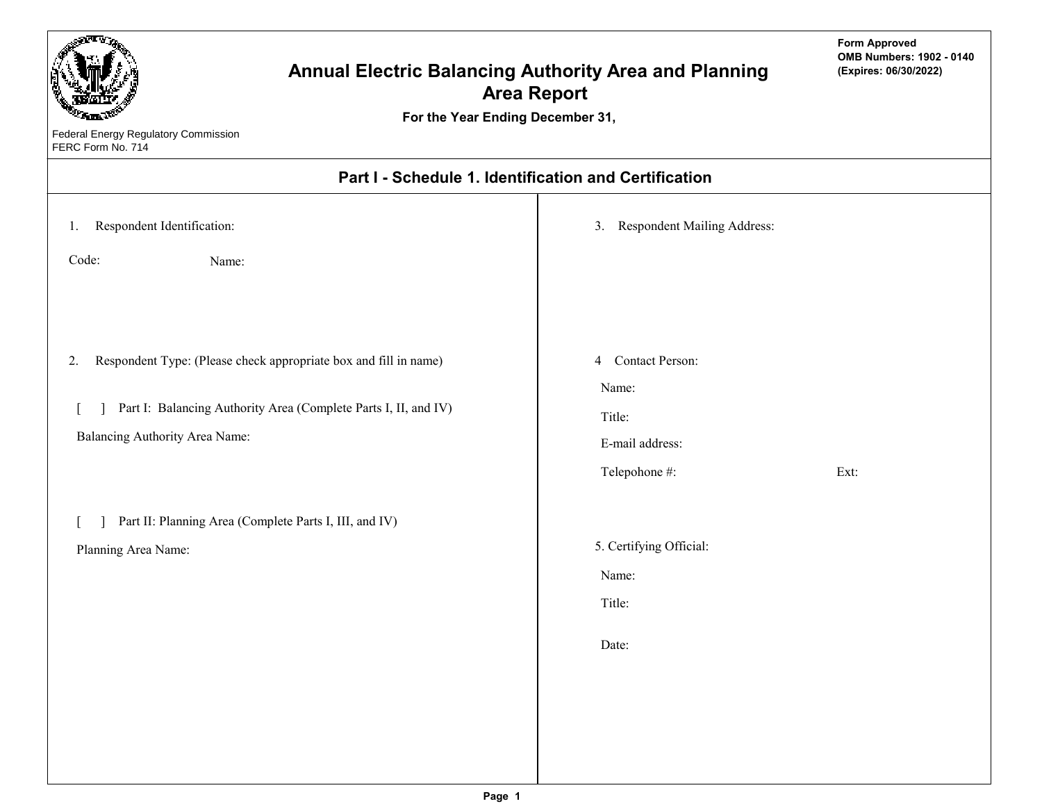Form Approved
OMB Numbers: 1902 - 0140
(Expires: 06/30/2022)

# Annual Electric Balancing Authority Area and Planning Area Report

**For the Year Ending December 31,**

Federal Energy Regulatory Commission
FERC Form No. 714

## Part I - Schedule 1. Identification and Certification

1. Respondent Identification:

Code: Name:

2. Respondent Type: (Please check appropriate box and fill in name)

[ ] Part I: Balancing Authority Area (Complete Parts I, II, and IV)

Balancing Authority Area Name:

[ ] Part II: Planning Area (Complete Parts I, III, and IV)

Planning Area Name:

3. Respondent Mailing Address:

4 Contact Person:

Name:

Title:

E-mail address:

Telepohone #: Ext:

5. Certifying Official:

Name:

Title:

Date: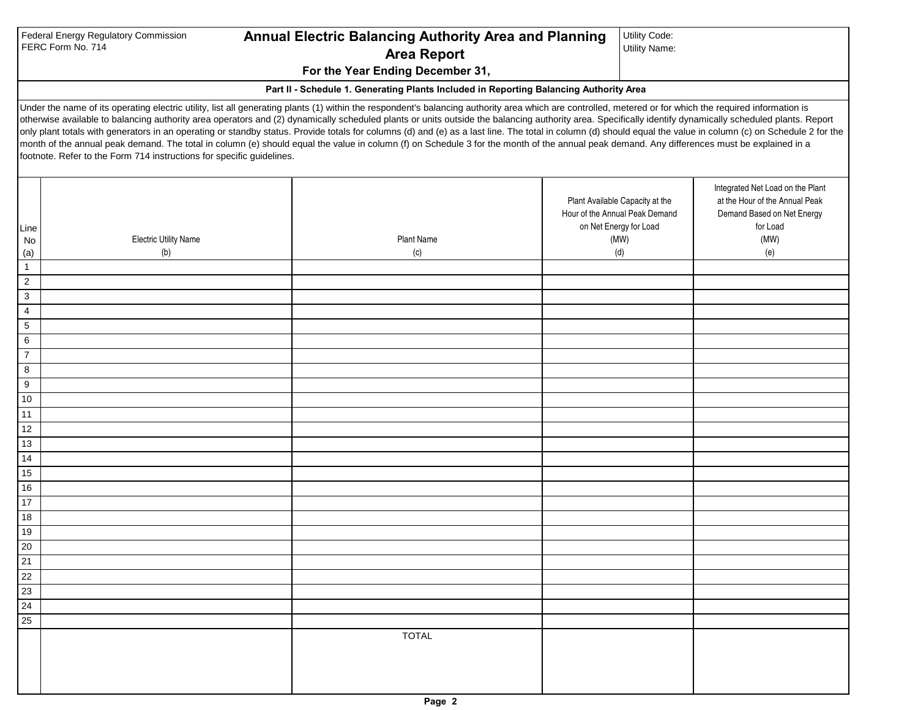Federal Energy Regulatory Commission
FERC Form No. 714

# Annual Electric Balancing Authority Area and Planning Area Report

**For the Year Ending December 31,**

Utility Code:
Utility Name:

## Part II - Schedule 1. Generating Plants Included in Reporting Balancing Authority Area

Under the name of its operating electric utility, list all generating plants (1) within the respondent's balancing authority area which are controlled, metered or for which the required information is otherwise available to balancing authority area operators and (2) dynamically scheduled plants or units outside the balancing authority area. Specifically identify dynamically scheduled plants. Report only plant totals with generators in an operating or standby status. Provide totals for columns (d) and (e) as a last line. The total in column (d) should equal the value in column (c) on Schedule 2 for the month of the annual peak demand. The total in column (e) should equal the value in column (f) on Schedule 3 for the month of the annual peak demand. Any differences must be explained in a footnote. Refer to the Form 714 instructions for specific guidelines.

| Line No (a) | Electric Utility Name (b) | Plant Name (c) | Plant Available Capacity at the Hour of the Annual Peak Demand on Net Energy for Load (MW) (d) | Integrated Net Load on the Plant at the Hour of the Annual Peak Demand Based on Net Energy for Load (MW) (e) |
|---|---|---|---|---|
| 1 | | | | |
| 2 | | | | |
| 3 | | | | |
| 4 | | | | |
| 5 | | | | |
| 6 | | | | |
| 7 | | | | |
| 8 | | | | |
| 9 | | | | |
| 10 | | | | |
| 11 | | | | |
| 12 | | | | |
| 13 | | | | |
| 14 | | | | |
| 15 | | | | |
| 16 | | | | |
| 17 | | | | |
| 18 | | | | |
| 19 | | | | |
| 20 | | | | |
| 21 | | | | |
| 22 | | | | |
| 23 | | | | |
| 24 | | | | |
| 25 | | | | |
| | | TOTAL | | |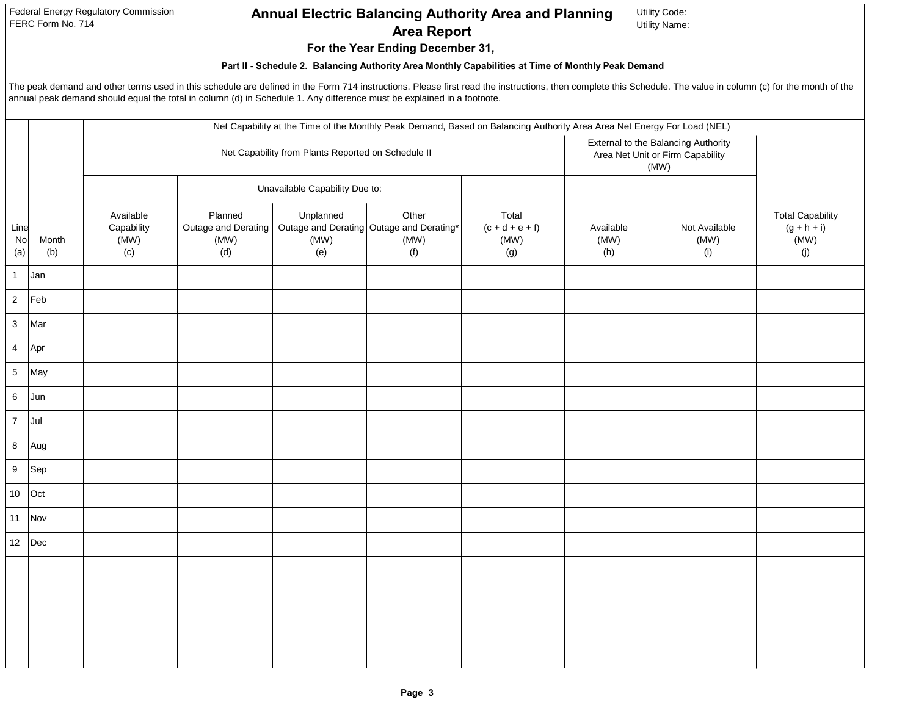Federal Energy Regulatory Commission
FERC Form No. 714

# Annual Electric Balancing Authority Area and Planning Area Report

**For the Year Ending December 31,**

Utility Code:
Utility Name:

### Part II - Schedule 2. Balancing Authority Area Monthly Capabilities at Time of Monthly Peak Demand

The peak demand and other terms used in this schedule are defined in the Form 714 instructions. Please first read the instructions, then complete this Schedule. The value in column (c) for the month of the annual peak demand should equal the total in column (d) in Schedule 1. Any difference must be explained in a footnote.

| | | Net Capability at the Time of the Monthly Peak Demand, Based on Balancing Authority Area Area Net Energy For Load (NEL) | | | | | | | |
|---|---|---|---|---|---|---|---|---|---|
| | | Net Capability from Plants Reported on Schedule II | | | | | External to the Balancing Authority Area Net Unit or Firm Capability (MW) | | |
| | | | Unavailable Capability Due to: | | | | | | |
| Line No (a) | Month (b) | Available Capability (MW) (c) | Planned Outage and Derating (MW) (d) | Unplanned Outage and Derating (MW) (e) | Other Outage and Derating* (MW) (f) | Total (c + d + e + f) (MW) (g) | Available (MW) (h) | Not Available (MW) (i) | Total Capability (g + h + i) (MW) (j) |
| 1 | Jan | | | | | | | | |
| 2 | Feb | | | | | | | | |
| 3 | Mar | | | | | | | | |
| 4 | Apr | | | | | | | | |
| 5 | May | | | | | | | | |
| 6 | Jun | | | | | | | | |
| 7 | Jul | | | | | | | | |
| 8 | Aug | | | | | | | | |
| 9 | Sep | | | | | | | | |
| 10 | Oct | | | | | | | | |
| 11 | Nov | | | | | | | | |
| 12 | Dec | | | | | | | | |
| | | | | | | | | | |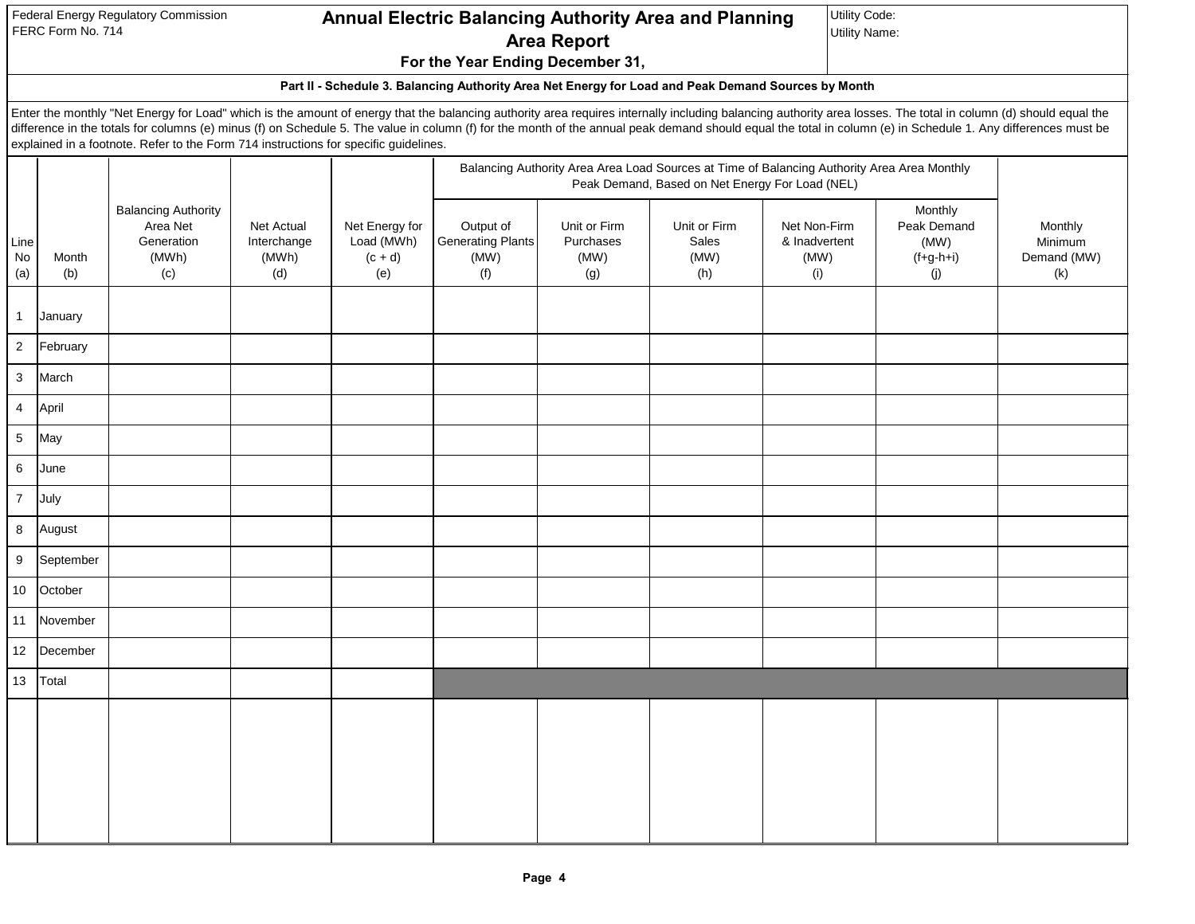Federal Energy Regulatory Commission
FERC Form No. 714

# Annual Electric Balancing Authority Area and Planning Area Report

**For the Year Ending December 31,**

Utility Code:
Utility Name:

### Part II - Schedule 3. Balancing Authority Area Net Energy for Load and Peak Demand Sources by Month

Enter the monthly "Net Energy for Load" which is the amount of energy that the balancing authority area requires internally including balancing authority area losses. The total in column (d) should equal the difference in the totals for columns (e) minus (f) on Schedule 5. The value in column (f) for the month of the annual peak demand should equal the total in column (e) in Schedule 1. Any differences must be explained in a footnote. Refer to the Form 714 instructions for specific guidelines.

| Line No (a) | Month (b) | Balancing Authority Area Net Generation (MWh) (c) | Net Actual Interchange (MWh) (d) | Net Energy for Load (MWh) (c + d) (e) | Balancing Authority Area Area Load Sources at Time of Balancing Authority Area Area Monthly Peak Demand, Based on Net Energy For Load (NEL) | | | | | Monthly Minimum Demand (MW) (k) |
|---|---|---|---|---|---|---|---|---|---|---|
| | | | | | Output of Generating Plants (MW) (f) | Unit or Firm Purchases (MW) (g) | Unit or Firm Sales (MW) (h) | Net Non-Firm & Inadvertent (MW) (i) | Monthly Peak Demand (MW) (f+g-h+i) (j) | |
| 1 | January | | | | | | | | | |
| 2 | February | | | | | | | | | |
| 3 | March | | | | | | | | | |
| 4 | April | | | | | | | | | |
| 5 | May | | | | | | | | | |
| 6 | June | | | | | | | | | |
| 7 | July | | | | | | | | | |
| 8 | August | | | | | | | | | |
| 9 | September | | | | | | | | | |
| 10 | October | | | | | | | | | |
| 11 | November | | | | | | | | | |
| 12 | December | | | | | | | | | |
| 13 | Total | | | | | | | | | |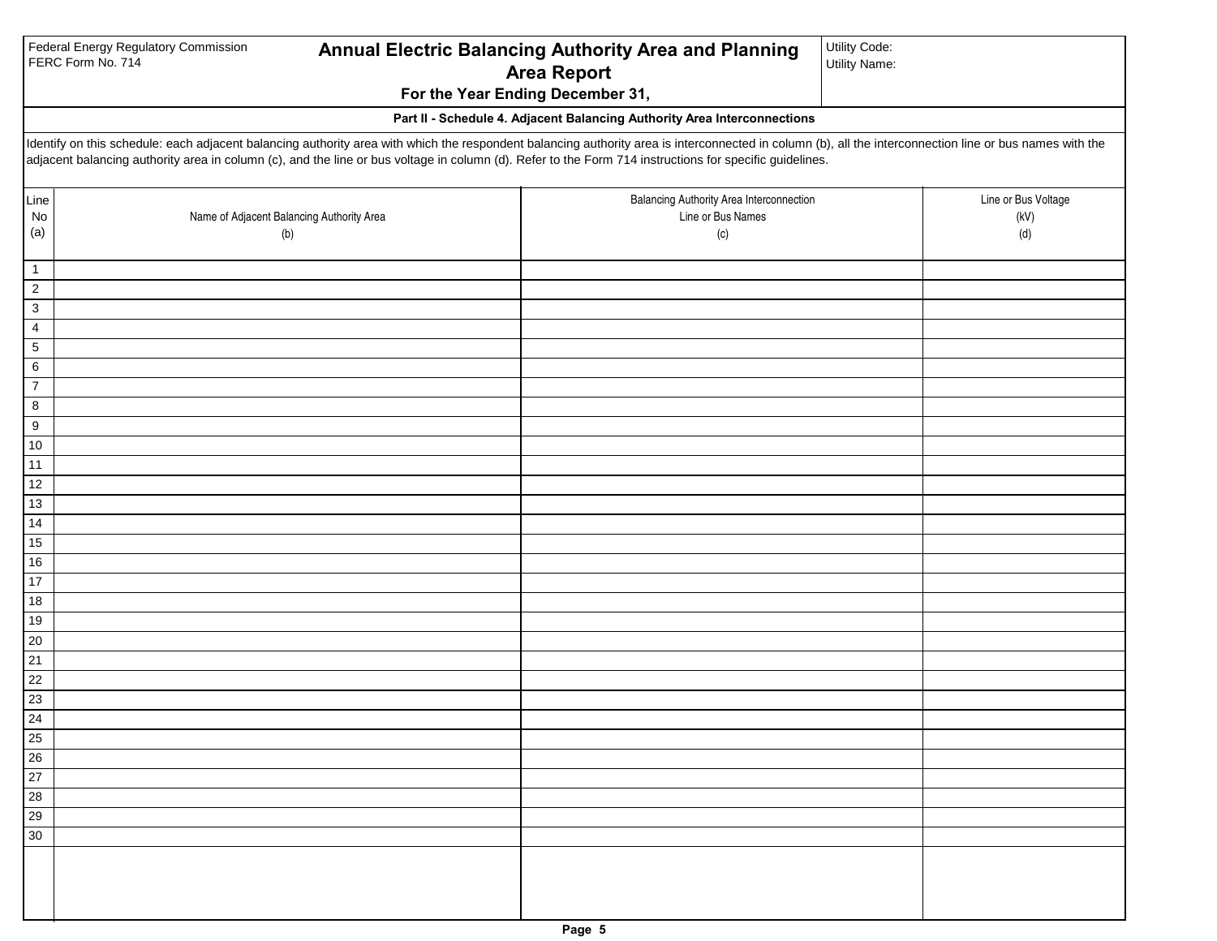Federal Energy Regulatory Commission
FERC Form No. 714

# Annual Electric Balancing Authority Area and Planning Area Report

**For the Year Ending December 31,**

Utility Code:
Utility Name:

**Part II - Schedule 4. Adjacent Balancing Authority Area Interconnections**

Identify on this schedule: each adjacent balancing authority area with which the respondent balancing authority area is interconnected in column (b), all the interconnection line or bus names with the adjacent balancing authority area in column (c), and the line or bus voltage in column (d). Refer to the Form 714 instructions for specific guidelines.

| Line No (a) | Name of Adjacent Balancing Authority Area (b) | Balancing Authority Area Interconnection Line or Bus Names (c) | Line or Bus Voltage (kV) (d) |
|---|---|---|---|
| 1 | | | |
| 2 | | | |
| 3 | | | |
| 4 | | | |
| 5 | | | |
| 6 | | | |
| 7 | | | |
| 8 | | | |
| 9 | | | |
| 10 | | | |
| 11 | | | |
| 12 | | | |
| 13 | | | |
| 14 | | | |
| 15 | | | |
| 16 | | | |
| 17 | | | |
| 18 | | | |
| 19 | | | |
| 20 | | | |
| 21 | | | |
| 22 | | | |
| 23 | | | |
| 24 | | | |
| 25 | | | |
| 26 | | | |
| 27 | | | |
| 28 | | | |
| 29 | | | |
| 30 | | | |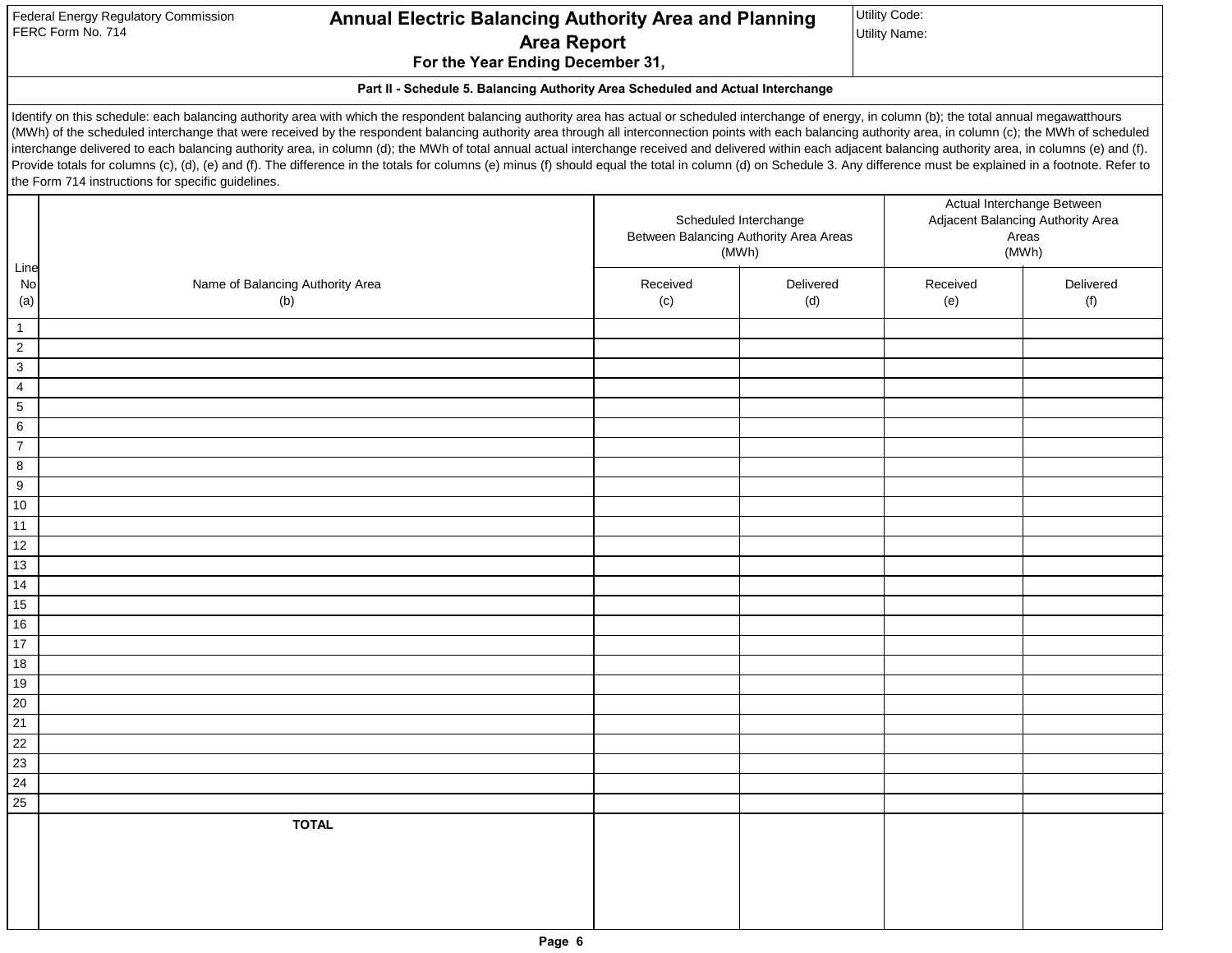Federal Energy Regulatory Commission
FERC Form No. 714

# Annual Electric Balancing Authority Area and Planning Area Report

**For the Year Ending December 31,**

Utility Code:
Utility Name:

**Part II - Schedule 5. Balancing Authority Area Scheduled and Actual Interchange**

Identify on this schedule: each balancing authority area with which the respondent balancing authority area has actual or scheduled interchange of energy, in column (b); the total annual megawatthours (MWh) of the scheduled interchange that were received by the respondent balancing authority area through all interconnection points with each balancing authority area, in column (c); the MWh of scheduled interchange delivered to each balancing authority area, in column (d); the MWh of total annual actual interchange received and delivered within each adjacent balancing authority area, in columns (e) and (f). Provide totals for columns (c), (d), (e) and (f). The difference in the totals for columns (e) minus (f) should equal the total in column (d) on Schedule 3. Any difference must be explained in a footnote. Refer to the Form 714 instructions for specific guidelines.

| Line No (a) | Name of Balancing Authority Area (b) | Scheduled Interchange Between Balancing Authority Area Areas (MWh) | | Actual Interchange Between Adjacent Balancing Authority Area Areas (MWh) | |
|---|---|---|---|---|---|
| | | Received (c) | Delivered (d) | Received (e) | Delivered (f) |
| 1 | | | | | |
| 2 | | | | | |
| 3 | | | | | |
| 4 | | | | | |
| 5 | | | | | |
| 6 | | | | | |
| 7 | | | | | |
| 8 | | | | | |
| 9 | | | | | |
| 10 | | | | | |
| 11 | | | | | |
| 12 | | | | | |
| 13 | | | | | |
| 14 | | | | | |
| 15 | | | | | |
| 16 | | | | | |
| 17 | | | | | |
| 18 | | | | | |
| 19 | | | | | |
| 20 | | | | | |
| 21 | | | | | |
| 22 | | | | | |
| 23 | | | | | |
| 24 | | | | | |
| 25 | | | | | |
| | **TOTAL** | | | | |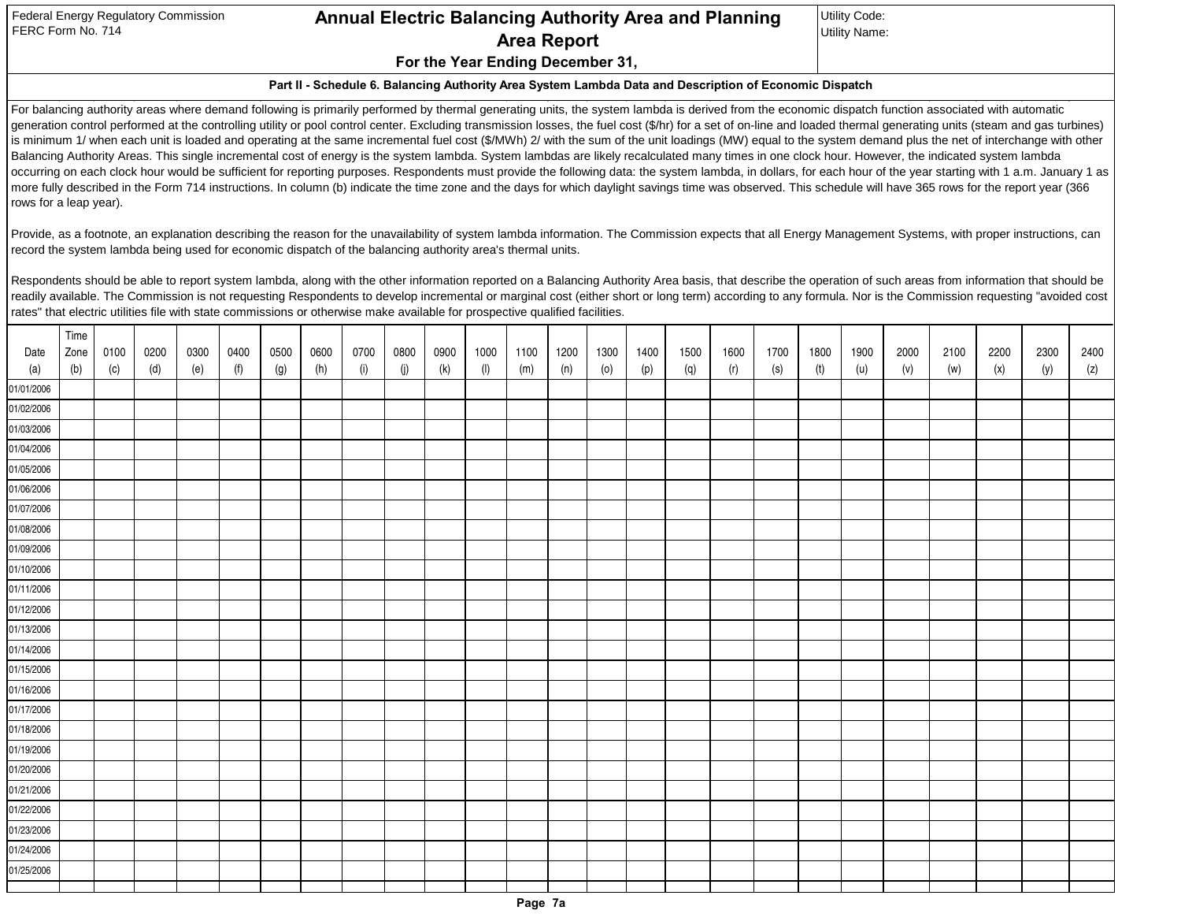Federal Energy Regulatory Commission
FERC Form No. 714

# Annual Electric Balancing Authority Area and Planning Area Report

**For the Year Ending December 31,**

Utility Code:
Utility Name:

### Part II - Schedule 6. Balancing Authority Area System Lambda Data and Description of Economic Dispatch

For balancing authority areas where demand following is primarily performed by thermal generating units, the system lambda is derived from the economic dispatch function associated with automatic generation control performed at the controlling utility or pool control center. Excluding transmission losses, the fuel cost ($/hr) for a set of on-line and loaded thermal generating units (steam and gas turbines) is minimum 1/ when each unit is loaded and operating at the same incremental fuel cost ($/MWh) 2/ with the sum of the unit loadings (MW) equal to the system demand plus the net of interchange with other Balancing Authority Areas. This single incremental cost of energy is the system lambda. System lambdas are likely recalculated many times in one clock hour. However, the indicated system lambda occurring on each clock hour would be sufficient for reporting purposes. Respondents must provide the following data: the system lambda, in dollars, for each hour of the year starting with 1 a.m. January 1 as more fully described in the Form 714 instructions. In column (b) indicate the time zone and the days for which daylight savings time was observed. This schedule will have 365 rows for the report year (366 rows for a leap year).

Provide, as a footnote, an explanation describing the reason for the unavailability of system lambda information. The Commission expects that all Energy Management Systems, with proper instructions, can record the system lambda being used for economic dispatch of the balancing authority area's thermal units.

Respondents should be able to report system lambda, along with the other information reported on a Balancing Authority Area basis, that describe the operation of such areas from information that should be readily available. The Commission is not requesting Respondents to develop incremental or marginal cost (either short or long term) according to any formula. Nor is the Commission requesting "avoided cost rates" that electric utilities file with state commissions or otherwise make available for prospective qualified facilities.

| Date (a) | Time Zone (b) | 0100 (c) | 0200 (d) | 0300 (e) | 0400 (f) | 0500 (g) | 0600 (h) | 0700 (i) | 0800 (j) | 0900 (k) | 1000 (l) | 1100 (m) | 1200 (n) | 1300 (o) | 1400 (p) | 1500 (q) | 1600 (r) | 1700 (s) | 1800 (t) | 1900 (u) | 2000 (v) | 2100 (w) | 2200 (x) | 2300 (y) | 2400 (z) |
|---|---|---|---|---|---|---|---|---|---|---|---|---|---|---|---|---|---|---|---|---|---|---|---|---|---|
| 01/01/2006 | | | | | | | | | | | | | | | | | | | | | | | | | |
| 01/02/2006 | | | | | | | | | | | | | | | | | | | | | | | | | |
| 01/03/2006 | | | | | | | | | | | | | | | | | | | | | | | | | |
| 01/04/2006 | | | | | | | | | | | | | | | | | | | | | | | | | |
| 01/05/2006 | | | | | | | | | | | | | | | | | | | | | | | | | |
| 01/06/2006 | | | | | | | | | | | | | | | | | | | | | | | | | |
| 01/07/2006 | | | | | | | | | | | | | | | | | | | | | | | | | |
| 01/08/2006 | | | | | | | | | | | | | | | | | | | | | | | | | |
| 01/09/2006 | | | | | | | | | | | | | | | | | | | | | | | | | |
| 01/10/2006 | | | | | | | | | | | | | | | | | | | | | | | | | |
| 01/11/2006 | | | | | | | | | | | | | | | | | | | | | | | | | |
| 01/12/2006 | | | | | | | | | | | | | | | | | | | | | | | | | |
| 01/13/2006 | | | | | | | | | | | | | | | | | | | | | | | | | |
| 01/14/2006 | | | | | | | | | | | | | | | | | | | | | | | | | |
| 01/15/2006 | | | | | | | | | | | | | | | | | | | | | | | | | |
| 01/16/2006 | | | | | | | | | | | | | | | | | | | | | | | | | |
| 01/17/2006 | | | | | | | | | | | | | | | | | | | | | | | | | |
| 01/18/2006 | | | | | | | | | | | | | | | | | | | | | | | | | |
| 01/19/2006 | | | | | | | | | | | | | | | | | | | | | | | | | |
| 01/20/2006 | | | | | | | | | | | | | | | | | | | | | | | | | |
| 01/21/2006 | | | | | | | | | | | | | | | | | | | | | | | | | |
| 01/22/2006 | | | | | | | | | | | | | | | | | | | | | | | | | |
| 01/23/2006 | | | | | | | | | | | | | | | | | | | | | | | | | |
| 01/24/2006 | | | | | | | | | | | | | | | | | | | | | | | | | |
| 01/25/2006 | | | | | | | | | | | | | | | | | | | | | | | | | |
| | | | | | | | | | | | | | | | | | | | | | | | | | |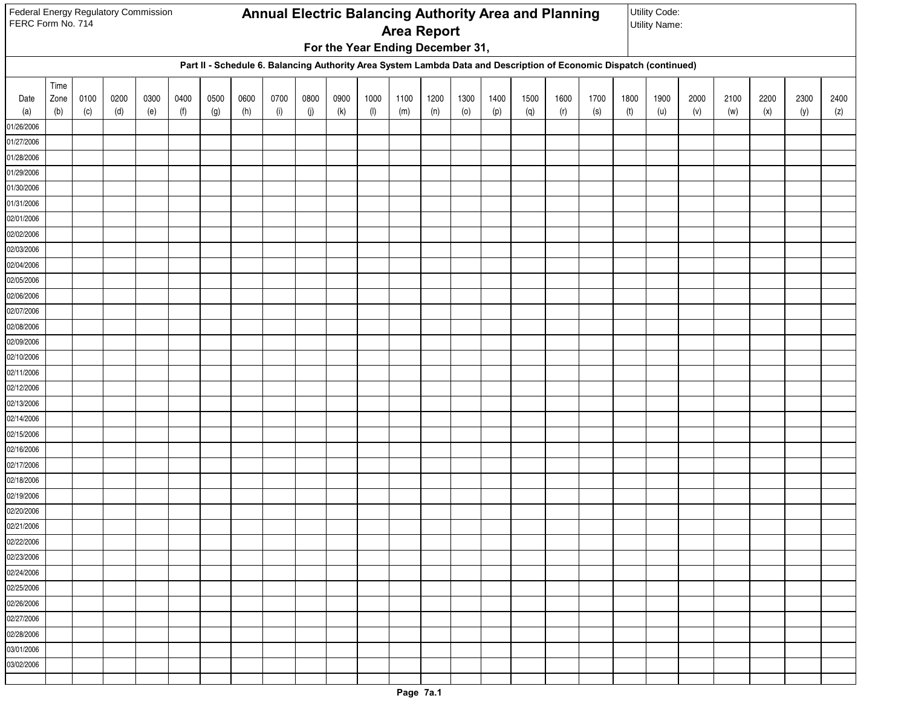Federal Energy Regulatory Commission
FERC Form No. 714

# Annual Electric Balancing Authority Area and Planning Area Report

**For the Year Ending December 31,**

Utility Code:
Utility Name:

**Part II - Schedule 6. Balancing Authority Area System Lambda Data and Description of Economic Dispatch (continued)**

| Date (a) | Time Zone (b) | 0100 (c) | 0200 (d) | 0300 (e) | 0400 (f) | 0500 (g) | 0600 (h) | 0700 (i) | 0800 (j) | 0900 (k) | 1000 (l) | 1100 (m) | 1200 (n) | 1300 (o) | 1400 (p) | 1500 (q) | 1600 (r) | 1700 (s) | 1800 (t) | 1900 (u) | 2000 (v) | 2100 (w) | 2200 (x) | 2300 (y) | 2400 (z) |
|---|---|---|---|---|---|---|---|---|---|---|---|---|---|---|---|---|---|---|---|---|---|---|---|---|---|
| 01/26/2006 | | | | | | | | | | | | | | | | | | | | | | | | | |
| 01/27/2006 | | | | | | | | | | | | | | | | | | | | | | | | | |
| 01/28/2006 | | | | | | | | | | | | | | | | | | | | | | | | | |
| 01/29/2006 | | | | | | | | | | | | | | | | | | | | | | | | | |
| 01/30/2006 | | | | | | | | | | | | | | | | | | | | | | | | | |
| 01/31/2006 | | | | | | | | | | | | | | | | | | | | | | | | | |
| 02/01/2006 | | | | | | | | | | | | | | | | | | | | | | | | | |
| 02/02/2006 | | | | | | | | | | | | | | | | | | | | | | | | | |
| 02/03/2006 | | | | | | | | | | | | | | | | | | | | | | | | | |
| 02/04/2006 | | | | | | | | | | | | | | | | | | | | | | | | | |
| 02/05/2006 | | | | | | | | | | | | | | | | | | | | | | | | | |
| 02/06/2006 | | | | | | | | | | | | | | | | | | | | | | | | | |
| 02/07/2006 | | | | | | | | | | | | | | | | | | | | | | | | | |
| 02/08/2006 | | | | | | | | | | | | | | | | | | | | | | | | | |
| 02/09/2006 | | | | | | | | | | | | | | | | | | | | | | | | | |
| 02/10/2006 | | | | | | | | | | | | | | | | | | | | | | | | | |
| 02/11/2006 | | | | | | | | | | | | | | | | | | | | | | | | | |
| 02/12/2006 | | | | | | | | | | | | | | | | | | | | | | | | | |
| 02/13/2006 | | | | | | | | | | | | | | | | | | | | | | | | | |
| 02/14/2006 | | | | | | | | | | | | | | | | | | | | | | | | | |
| 02/15/2006 | | | | | | | | | | | | | | | | | | | | | | | | | |
| 02/16/2006 | | | | | | | | | | | | | | | | | | | | | | | | | |
| 02/17/2006 | | | | | | | | | | | | | | | | | | | | | | | | | |
| 02/18/2006 | | | | | | | | | | | | | | | | | | | | | | | | | |
| 02/19/2006 | | | | | | | | | | | | | | | | | | | | | | | | | |
| 02/20/2006 | | | | | | | | | | | | | | | | | | | | | | | | | |
| 02/21/2006 | | | | | | | | | | | | | | | | | | | | | | | | | |
| 02/22/2006 | | | | | | | | | | | | | | | | | | | | | | | | | |
| 02/23/2006 | | | | | | | | | | | | | | | | | | | | | | | | | |
| 02/24/2006 | | | | | | | | | | | | | | | | | | | | | | | | | |
| 02/25/2006 | | | | | | | | | | | | | | | | | | | | | | | | | |
| 02/26/2006 | | | | | | | | | | | | | | | | | | | | | | | | | |
| 02/27/2006 | | | | | | | | | | | | | | | | | | | | | | | | | |
| 02/28/2006 | | | | | | | | | | | | | | | | | | | | | | | | | |
| 03/01/2006 | | | | | | | | | | | | | | | | | | | | | | | | | |
| 03/02/2006 | | | | | | | | | | | | | | | | | | | | | | | | | |
| | | | | | | | | | | | | | | | | | | | | | | | | | |

Page 7a.1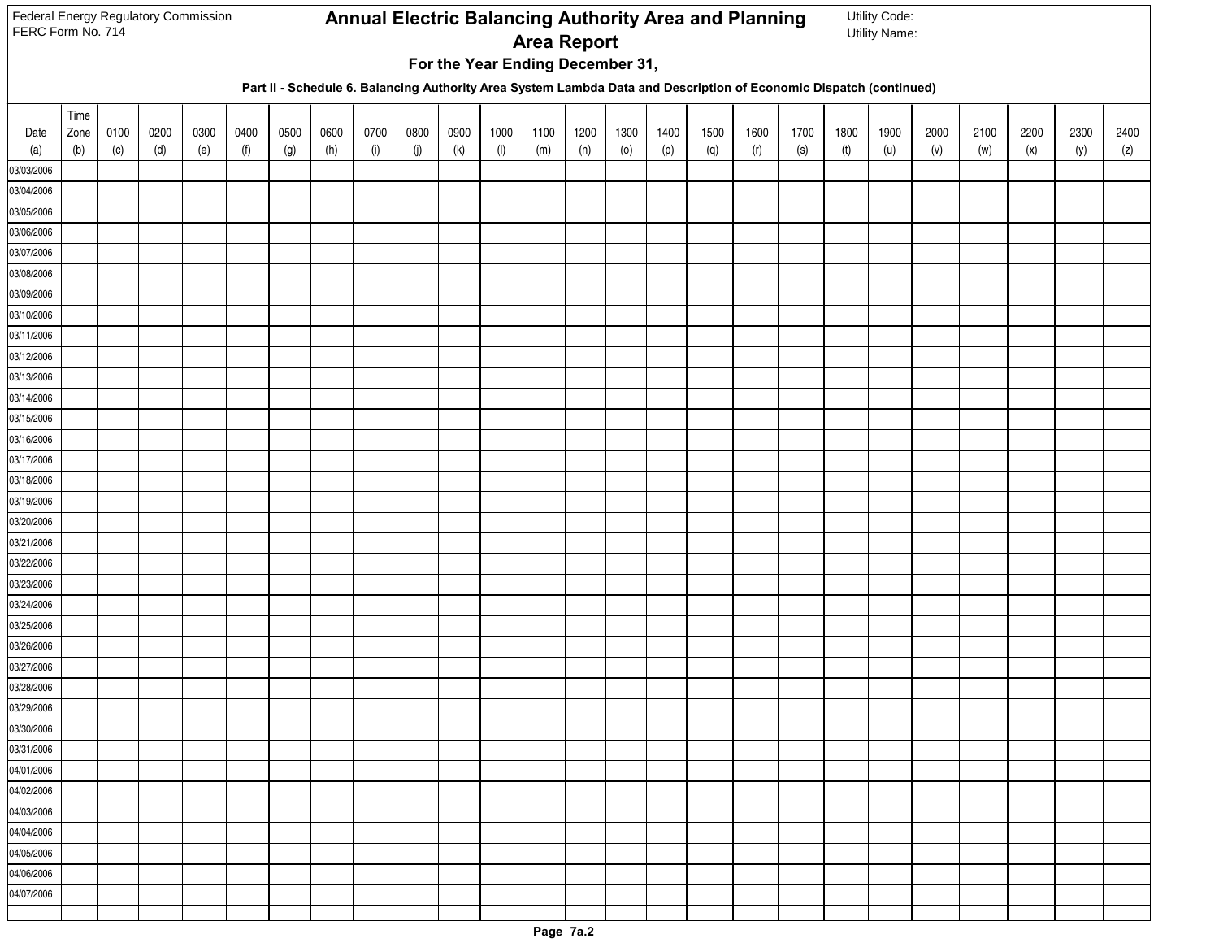Federal Energy Regulatory Commission
FERC Form No. 714

# Annual Electric Balancing Authority Area and Planning Area Report

**For the Year Ending December 31,**

Utility Code:
Utility Name:

**Part II - Schedule 6. Balancing Authority Area System Lambda Data and Description of Economic Dispatch (continued)**

| Date (a) | Time Zone (b) | 0100 (c) | 0200 (d) | 0300 (e) | 0400 (f) | 0500 (g) | 0600 (h) | 0700 (i) | 0800 (j) | 0900 (k) | 1000 (l) | 1100 (m) | 1200 (n) | 1300 (o) | 1400 (p) | 1500 (q) | 1600 (r) | 1700 (s) | 1800 (t) | 1900 (u) | 2000 (v) | 2100 (w) | 2200 (x) | 2300 (y) | 2400 (z) |
|---|---|---|---|---|---|---|---|---|---|---|---|---|---|---|---|---|---|---|---|---|---|---|---|---|---|
| 03/03/2006 | | | | | | | | | | | | | | | | | | | | | | | | | |
| 03/04/2006 | | | | | | | | | | | | | | | | | | | | | | | | | |
| 03/05/2006 | | | | | | | | | | | | | | | | | | | | | | | | | |
| 03/06/2006 | | | | | | | | | | | | | | | | | | | | | | | | | |
| 03/07/2006 | | | | | | | | | | | | | | | | | | | | | | | | | |
| 03/08/2006 | | | | | | | | | | | | | | | | | | | | | | | | | |
| 03/09/2006 | | | | | | | | | | | | | | | | | | | | | | | | | |
| 03/10/2006 | | | | | | | | | | | | | | | | | | | | | | | | | |
| 03/11/2006 | | | | | | | | | | | | | | | | | | | | | | | | | |
| 03/12/2006 | | | | | | | | | | | | | | | | | | | | | | | | | |
| 03/13/2006 | | | | | | | | | | | | | | | | | | | | | | | | | |
| 03/14/2006 | | | | | | | | | | | | | | | | | | | | | | | | | |
| 03/15/2006 | | | | | | | | | | | | | | | | | | | | | | | | | |
| 03/16/2006 | | | | | | | | | | | | | | | | | | | | | | | | | |
| 03/17/2006 | | | | | | | | | | | | | | | | | | | | | | | | | |
| 03/18/2006 | | | | | | | | | | | | | | | | | | | | | | | | | |
| 03/19/2006 | | | | | | | | | | | | | | | | | | | | | | | | | |
| 03/20/2006 | | | | | | | | | | | | | | | | | | | | | | | | | |
| 03/21/2006 | | | | | | | | | | | | | | | | | | | | | | | | | |
| 03/22/2006 | | | | | | | | | | | | | | | | | | | | | | | | | |
| 03/23/2006 | | | | | | | | | | | | | | | | | | | | | | | | | |
| 03/24/2006 | | | | | | | | | | | | | | | | | | | | | | | | | |
| 03/25/2006 | | | | | | | | | | | | | | | | | | | | | | | | | |
| 03/26/2006 | | | | | | | | | | | | | | | | | | | | | | | | | |
| 03/27/2006 | | | | | | | | | | | | | | | | | | | | | | | | | |
| 03/28/2006 | | | | | | | | | | | | | | | | | | | | | | | | | |
| 03/29/2006 | | | | | | | | | | | | | | | | | | | | | | | | | |
| 03/30/2006 | | | | | | | | | | | | | | | | | | | | | | | | | |
| 03/31/2006 | | | | | | | | | | | | | | | | | | | | | | | | | |
| 04/01/2006 | | | | | | | | | | | | | | | | | | | | | | | | | |
| 04/02/2006 | | | | | | | | | | | | | | | | | | | | | | | | | |
| 04/03/2006 | | | | | | | | | | | | | | | | | | | | | | | | | |
| 04/04/2006 | | | | | | | | | | | | | | | | | | | | | | | | | |
| 04/05/2006 | | | | | | | | | | | | | | | | | | | | | | | | | |
| 04/06/2006 | | | | | | | | | | | | | | | | | | | | | | | | | |
| 04/07/2006 | | | | | | | | | | | | | | | | | | | | | | | | | |
| | | | | | | | | | | | | | | | | | | | | | | | | | |

Page 7a.2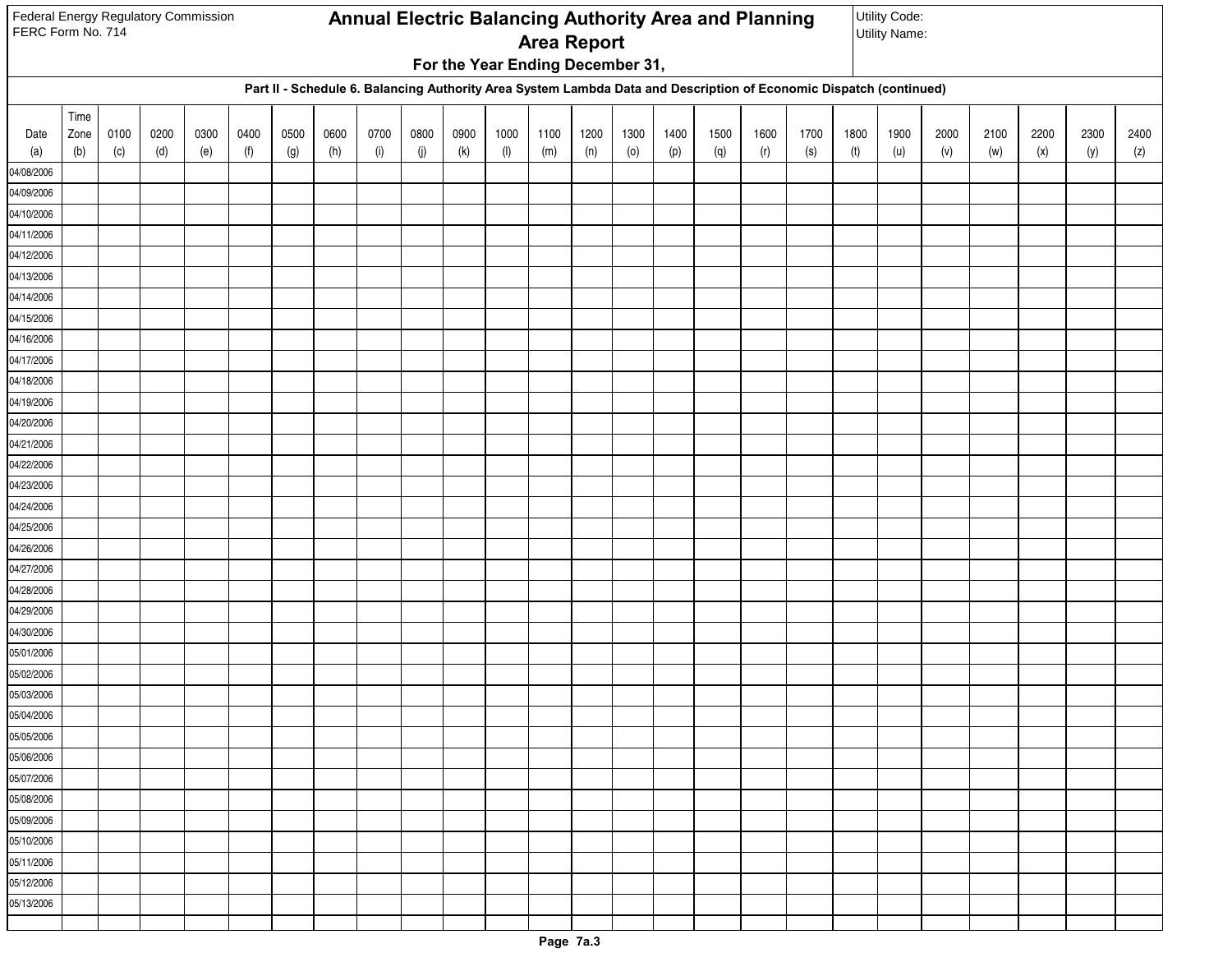Federal Energy Regulatory Commission
FERC Form No. 714

# Annual Electric Balancing Authority Area and Planning Area Report

**For the Year Ending December 31,**

Utility Code:
Utility Name:

**Part II - Schedule 6. Balancing Authority Area System Lambda Data and Description of Economic Dispatch (continued)**

| Date (a) | Time Zone (b) | 0100 (c) | 0200 (d) | 0300 (e) | 0400 (f) | 0500 (g) | 0600 (h) | 0700 (i) | 0800 (j) | 0900 (k) | 1000 (l) | 1100 (m) | 1200 (n) | 1300 (o) | 1400 (p) | 1500 (q) | 1600 (r) | 1700 (s) | 1800 (t) | 1900 (u) | 2000 (v) | 2100 (w) | 2200 (x) | 2300 (y) | 2400 (z) |
|---|---|---|---|---|---|---|---|---|---|---|---|---|---|---|---|---|---|---|---|---|---|---|---|---|---|
| 04/08/2006 | | | | | | | | | | | | | | | | | | | | | | | | | |
| 04/09/2006 | | | | | | | | | | | | | | | | | | | | | | | | | |
| 04/10/2006 | | | | | | | | | | | | | | | | | | | | | | | | | |
| 04/11/2006 | | | | | | | | | | | | | | | | | | | | | | | | | |
| 04/12/2006 | | | | | | | | | | | | | | | | | | | | | | | | | |
| 04/13/2006 | | | | | | | | | | | | | | | | | | | | | | | | | |
| 04/14/2006 | | | | | | | | | | | | | | | | | | | | | | | | | |
| 04/15/2006 | | | | | | | | | | | | | | | | | | | | | | | | | |
| 04/16/2006 | | | | | | | | | | | | | | | | | | | | | | | | | |
| 04/17/2006 | | | | | | | | | | | | | | | | | | | | | | | | | |
| 04/18/2006 | | | | | | | | | | | | | | | | | | | | | | | | | |
| 04/19/2006 | | | | | | | | | | | | | | | | | | | | | | | | | |
| 04/20/2006 | | | | | | | | | | | | | | | | | | | | | | | | | |
| 04/21/2006 | | | | | | | | | | | | | | | | | | | | | | | | | |
| 04/22/2006 | | | | | | | | | | | | | | | | | | | | | | | | | |
| 04/23/2006 | | | | | | | | | | | | | | | | | | | | | | | | | |
| 04/24/2006 | | | | | | | | | | | | | | | | | | | | | | | | | |
| 04/25/2006 | | | | | | | | | | | | | | | | | | | | | | | | | |
| 04/26/2006 | | | | | | | | | | | | | | | | | | | | | | | | | |
| 04/27/2006 | | | | | | | | | | | | | | | | | | | | | | | | | |
| 04/28/2006 | | | | | | | | | | | | | | | | | | | | | | | | | |
| 04/29/2006 | | | | | | | | | | | | | | | | | | | | | | | | | |
| 04/30/2006 | | | | | | | | | | | | | | | | | | | | | | | | | |
| 05/01/2006 | | | | | | | | | | | | | | | | | | | | | | | | | |
| 05/02/2006 | | | | | | | | | | | | | | | | | | | | | | | | | |
| 05/03/2006 | | | | | | | | | | | | | | | | | | | | | | | | | |
| 05/04/2006 | | | | | | | | | | | | | | | | | | | | | | | | | |
| 05/05/2006 | | | | | | | | | | | | | | | | | | | | | | | | | |
| 05/06/2006 | | | | | | | | | | | | | | | | | | | | | | | | | |
| 05/07/2006 | | | | | | | | | | | | | | | | | | | | | | | | | |
| 05/08/2006 | | | | | | | | | | | | | | | | | | | | | | | | | |
| 05/09/2006 | | | | | | | | | | | | | | | | | | | | | | | | | |
| 05/10/2006 | | | | | | | | | | | | | | | | | | | | | | | | | |
| 05/11/2006 | | | | | | | | | | | | | | | | | | | | | | | | | |
| 05/12/2006 | | | | | | | | | | | | | | | | | | | | | | | | | |
| 05/13/2006 | | | | | | | | | | | | | | | | | | | | | | | | | |
| | | | | | | | | | | | | | | | | | | | | | | | | | |

Page 7a.3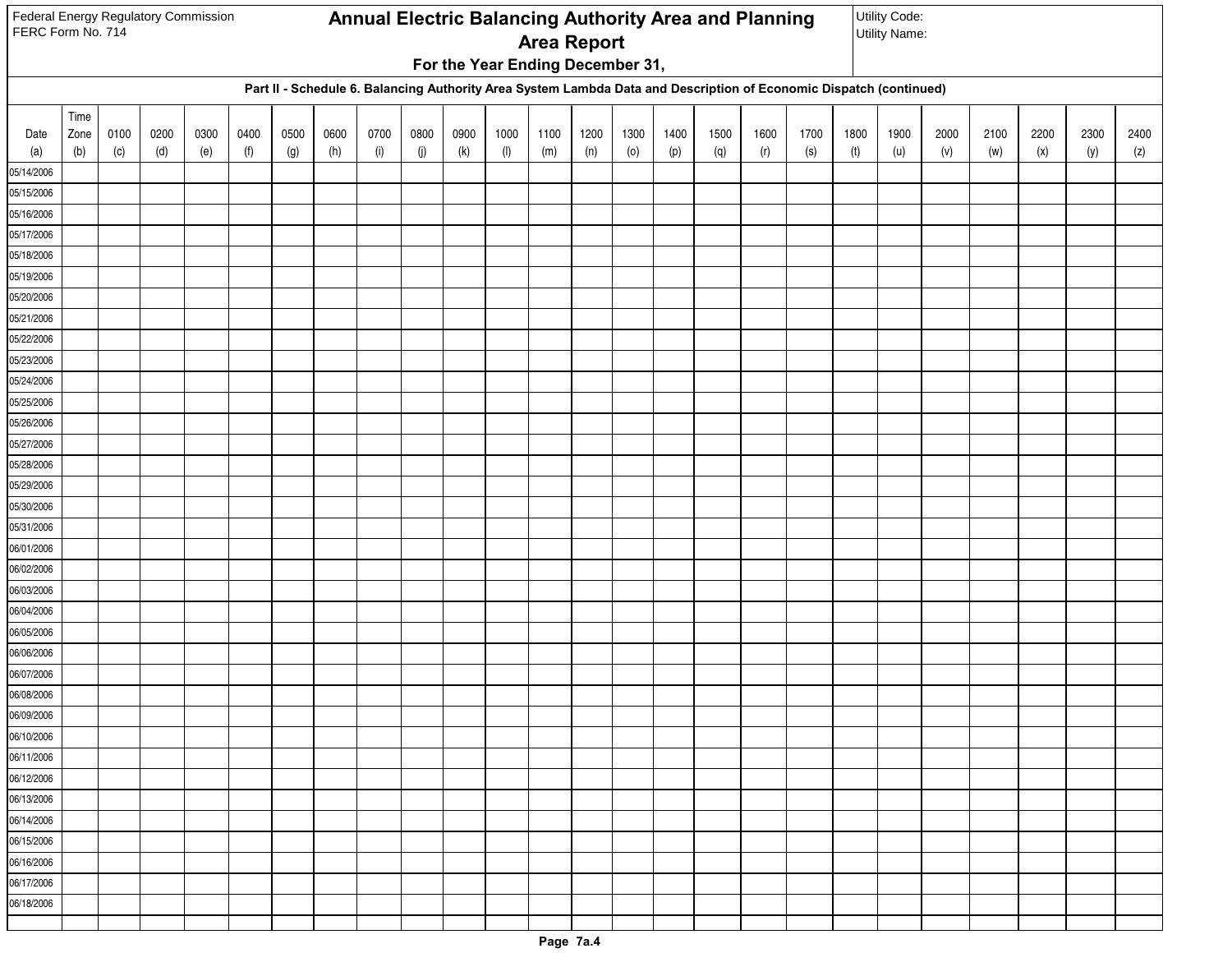Federal Energy Regulatory Commission
FERC Form No. 714

# Annual Electric Balancing Authority Area and Planning Area Report

**For the Year Ending December 31,**

Utility Code:
Utility Name:

### Part II - Schedule 6. Balancing Authority Area System Lambda Data and Description of Economic Dispatch (continued)

| Date (a) | Time Zone (b) | 0100 (c) | 0200 (d) | 0300 (e) | 0400 (f) | 0500 (g) | 0600 (h) | 0700 (i) | 0800 (j) | 0900 (k) | 1000 (l) | 1100 (m) | 1200 (n) | 1300 (o) | 1400 (p) | 1500 (q) | 1600 (r) | 1700 (s) | 1800 (t) | 1900 (u) | 2000 (v) | 2100 (w) | 2200 (x) | 2300 (y) | 2400 (z) |
|---|---|---|---|---|---|---|---|---|---|---|---|---|---|---|---|---|---|---|---|---|---|---|---|---|---|
| 05/14/2006 | | | | | | | | | | | | | | | | | | | | | | | | | |
| 05/15/2006 | | | | | | | | | | | | | | | | | | | | | | | | | |
| 05/16/2006 | | | | | | | | | | | | | | | | | | | | | | | | | |
| 05/17/2006 | | | | | | | | | | | | | | | | | | | | | | | | | |
| 05/18/2006 | | | | | | | | | | | | | | | | | | | | | | | | | |
| 05/19/2006 | | | | | | | | | | | | | | | | | | | | | | | | | |
| 05/20/2006 | | | | | | | | | | | | | | | | | | | | | | | | | |
| 05/21/2006 | | | | | | | | | | | | | | | | | | | | | | | | | |
| 05/22/2006 | | | | | | | | | | | | | | | | | | | | | | | | | |
| 05/23/2006 | | | | | | | | | | | | | | | | | | | | | | | | | |
| 05/24/2006 | | | | | | | | | | | | | | | | | | | | | | | | | |
| 05/25/2006 | | | | | | | | | | | | | | | | | | | | | | | | | |
| 05/26/2006 | | | | | | | | | | | | | | | | | | | | | | | | | |
| 05/27/2006 | | | | | | | | | | | | | | | | | | | | | | | | | |
| 05/28/2006 | | | | | | | | | | | | | | | | | | | | | | | | | |
| 05/29/2006 | | | | | | | | | | | | | | | | | | | | | | | | | |
| 05/30/2006 | | | | | | | | | | | | | | | | | | | | | | | | | |
| 05/31/2006 | | | | | | | | | | | | | | | | | | | | | | | | | |
| 06/01/2006 | | | | | | | | | | | | | | | | | | | | | | | | | |
| 06/02/2006 | | | | | | | | | | | | | | | | | | | | | | | | | |
| 06/03/2006 | | | | | | | | | | | | | | | | | | | | | | | | | |
| 06/04/2006 | | | | | | | | | | | | | | | | | | | | | | | | | |
| 06/05/2006 | | | | | | | | | | | | | | | | | | | | | | | | | |
| 06/06/2006 | | | | | | | | | | | | | | | | | | | | | | | | | |
| 06/07/2006 | | | | | | | | | | | | | | | | | | | | | | | | | |
| 06/08/2006 | | | | | | | | | | | | | | | | | | | | | | | | | |
| 06/09/2006 | | | | | | | | | | | | | | | | | | | | | | | | | |
| 06/10/2006 | | | | | | | | | | | | | | | | | | | | | | | | | |
| 06/11/2006 | | | | | | | | | | | | | | | | | | | | | | | | | |
| 06/12/2006 | | | | | | | | | | | | | | | | | | | | | | | | | |
| 06/13/2006 | | | | | | | | | | | | | | | | | | | | | | | | | |
| 06/14/2006 | | | | | | | | | | | | | | | | | | | | | | | | | |
| 06/15/2006 | | | | | | | | | | | | | | | | | | | | | | | | | |
| 06/16/2006 | | | | | | | | | | | | | | | | | | | | | | | | | |
| 06/17/2006 | | | | | | | | | | | | | | | | | | | | | | | | | |
| 06/18/2006 | | | | | | | | | | | | | | | | | | | | | | | | | |
| | | | | | | | | | | | | | | | | | | | | | | | | | |

Page 7a.4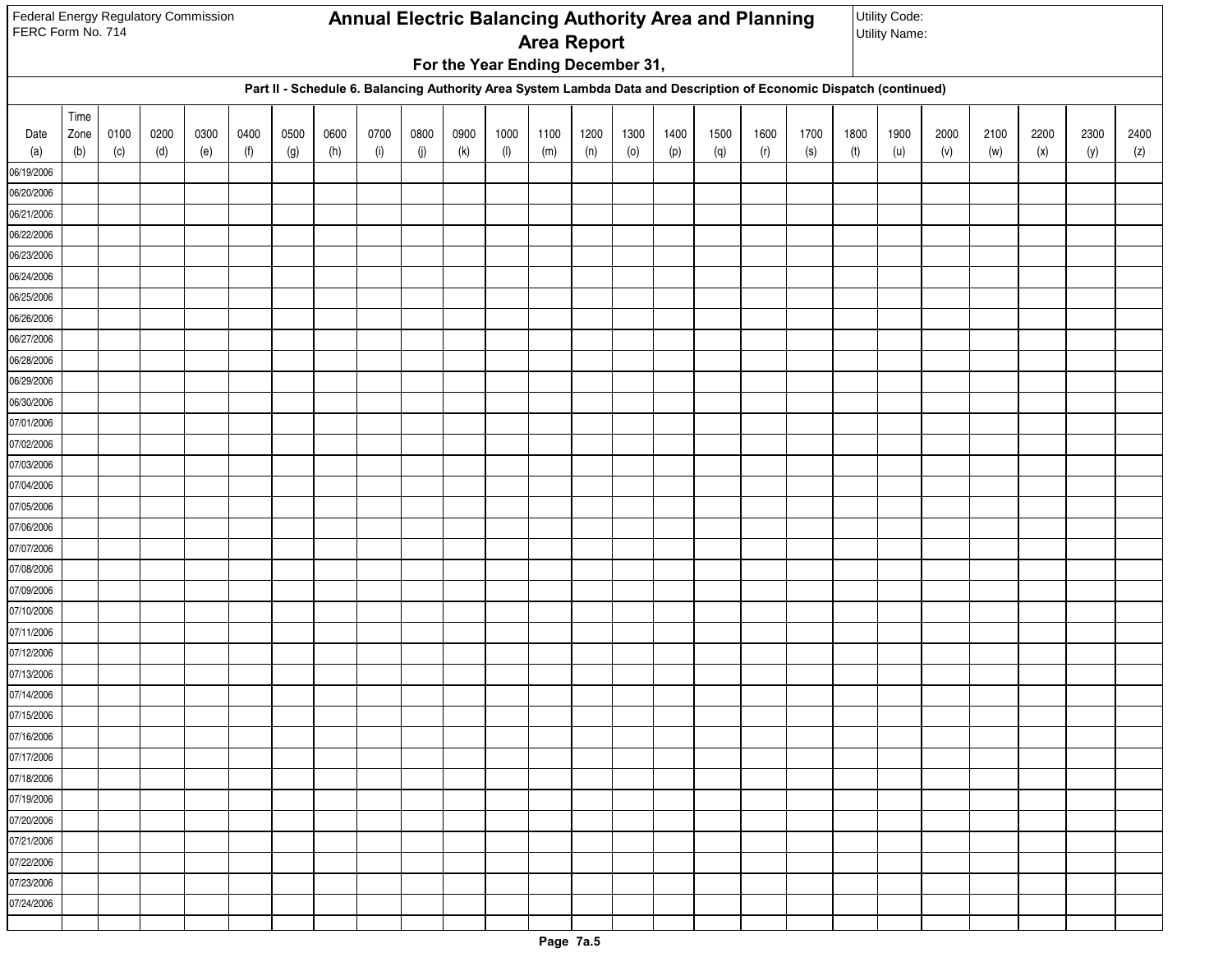Federal Energy Regulatory Commission
FERC Form No. 714

# Annual Electric Balancing Authority Area and Planning Area Report

**For the Year Ending December 31,**

Utility Code:
Utility Name:

**Part II - Schedule 6. Balancing Authority Area System Lambda Data and Description of Economic Dispatch (continued)**

| Date (a) | Time Zone (b) | 0100 (c) | 0200 (d) | 0300 (e) | 0400 (f) | 0500 (g) | 0600 (h) | 0700 (i) | 0800 (j) | 0900 (k) | 1000 (l) | 1100 (m) | 1200 (n) | 1300 (o) | 1400 (p) | 1500 (q) | 1600 (r) | 1700 (s) | 1800 (t) | 1900 (u) | 2000 (v) | 2100 (w) | 2200 (x) | 2300 (y) | 2400 (z) |
|---|---|---|---|---|---|---|---|---|---|---|---|---|---|---|---|---|---|---|---|---|---|---|---|---|---|
| 06/19/2006 | | | | | | | | | | | | | | | | | | | | | | | | | |
| 06/20/2006 | | | | | | | | | | | | | | | | | | | | | | | | | |
| 06/21/2006 | | | | | | | | | | | | | | | | | | | | | | | | | |
| 06/22/2006 | | | | | | | | | | | | | | | | | | | | | | | | | |
| 06/23/2006 | | | | | | | | | | | | | | | | | | | | | | | | | |
| 06/24/2006 | | | | | | | | | | | | | | | | | | | | | | | | | |
| 06/25/2006 | | | | | | | | | | | | | | | | | | | | | | | | | |
| 06/26/2006 | | | | | | | | | | | | | | | | | | | | | | | | | |
| 06/27/2006 | | | | | | | | | | | | | | | | | | | | | | | | | |
| 06/28/2006 | | | | | | | | | | | | | | | | | | | | | | | | | |
| 06/29/2006 | | | | | | | | | | | | | | | | | | | | | | | | | |
| 06/30/2006 | | | | | | | | | | | | | | | | | | | | | | | | | |
| 07/01/2006 | | | | | | | | | | | | | | | | | | | | | | | | | |
| 07/02/2006 | | | | | | | | | | | | | | | | | | | | | | | | | |
| 07/03/2006 | | | | | | | | | | | | | | | | | | | | | | | | | |
| 07/04/2006 | | | | | | | | | | | | | | | | | | | | | | | | | |
| 07/05/2006 | | | | | | | | | | | | | | | | | | | | | | | | | |
| 07/06/2006 | | | | | | | | | | | | | | | | | | | | | | | | | |
| 07/07/2006 | | | | | | | | | | | | | | | | | | | | | | | | | |
| 07/08/2006 | | | | | | | | | | | | | | | | | | | | | | | | | |
| 07/09/2006 | | | | | | | | | | | | | | | | | | | | | | | | | |
| 07/10/2006 | | | | | | | | | | | | | | | | | | | | | | | | | |
| 07/11/2006 | | | | | | | | | | | | | | | | | | | | | | | | | |
| 07/12/2006 | | | | | | | | | | | | | | | | | | | | | | | | | |
| 07/13/2006 | | | | | | | | | | | | | | | | | | | | | | | | | |
| 07/14/2006 | | | | | | | | | | | | | | | | | | | | | | | | | |
| 07/15/2006 | | | | | | | | | | | | | | | | | | | | | | | | | |
| 07/16/2006 | | | | | | | | | | | | | | | | | | | | | | | | | |
| 07/17/2006 | | | | | | | | | | | | | | | | | | | | | | | | | |
| 07/18/2006 | | | | | | | | | | | | | | | | | | | | | | | | | |
| 07/19/2006 | | | | | | | | | | | | | | | | | | | | | | | | | |
| 07/20/2006 | | | | | | | | | | | | | | | | | | | | | | | | | |
| 07/21/2006 | | | | | | | | | | | | | | | | | | | | | | | | | |
| 07/22/2006 | | | | | | | | | | | | | | | | | | | | | | | | | |
| 07/23/2006 | | | | | | | | | | | | | | | | | | | | | | | | | |
| 07/24/2006 | | | | | | | | | | | | | | | | | | | | | | | | | |
| | | | | | | | | | | | | | | | | | | | | | | | | | |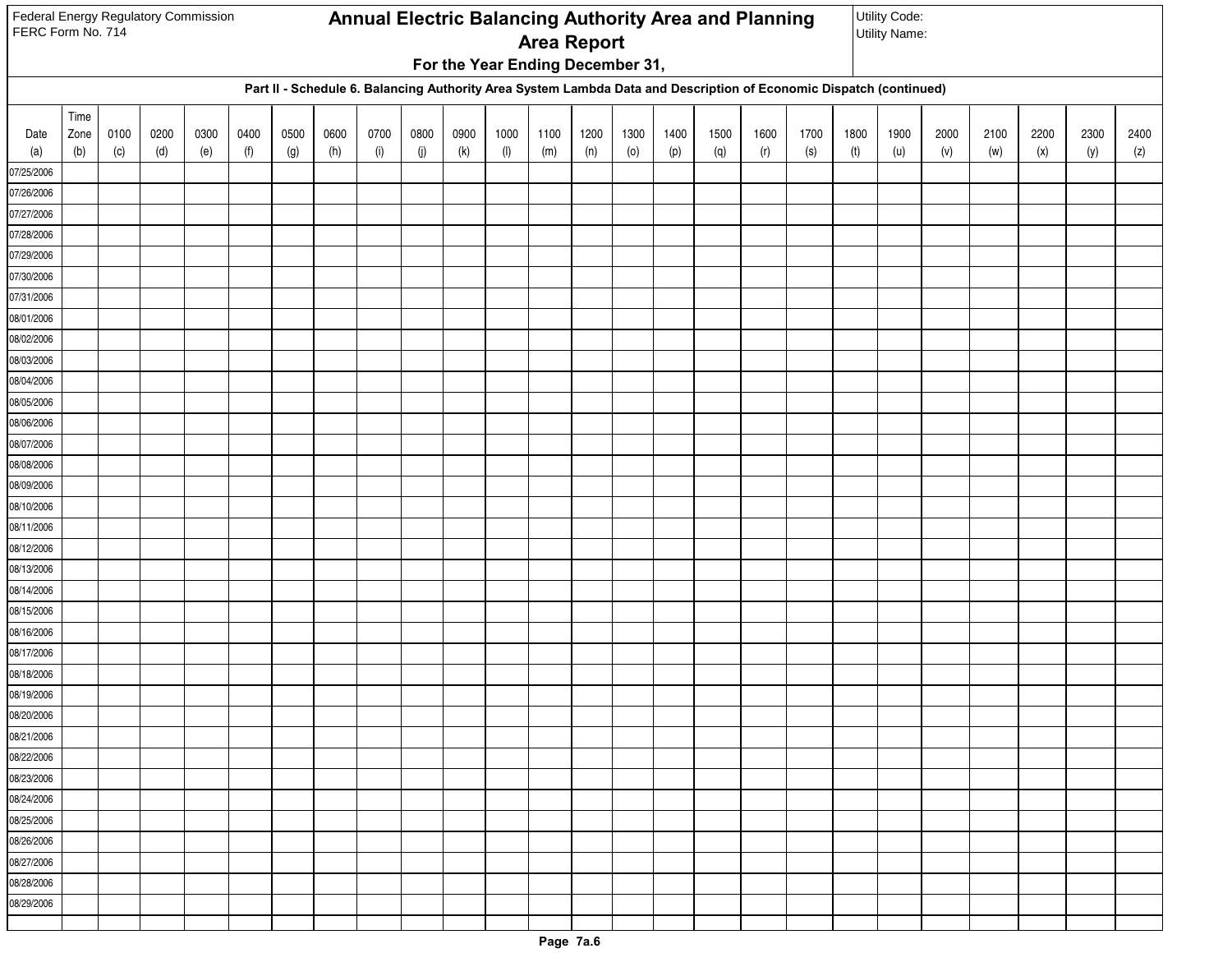Federal Energy Regulatory Commission
FERC Form No. 714

# Annual Electric Balancing Authority Area and Planning Area Report

**For the Year Ending December 31,**

Utility Code:
Utility Name:

**Part II - Schedule 6. Balancing Authority Area System Lambda Data and Description of Economic Dispatch (continued)**

| Date (a) | Time Zone (b) | 0100 (c) | 0200 (d) | 0300 (e) | 0400 (f) | 0500 (g) | 0600 (h) | 0700 (i) | 0800 (j) | 0900 (k) | 1000 (l) | 1100 (m) | 1200 (n) | 1300 (o) | 1400 (p) | 1500 (q) | 1600 (r) | 1700 (s) | 1800 (t) | 1900 (u) | 2000 (v) | 2100 (w) | 2200 (x) | 2300 (y) | 2400 (z) |
|---|---|---|---|---|---|---|---|---|---|---|---|---|---|---|---|---|---|---|---|---|---|---|---|---|---|
| 07/25/2006 | | | | | | | | | | | | | | | | | | | | | | | | | |
| 07/26/2006 | | | | | | | | | | | | | | | | | | | | | | | | | |
| 07/27/2006 | | | | | | | | | | | | | | | | | | | | | | | | | |
| 07/28/2006 | | | | | | | | | | | | | | | | | | | | | | | | | |
| 07/29/2006 | | | | | | | | | | | | | | | | | | | | | | | | | |
| 07/30/2006 | | | | | | | | | | | | | | | | | | | | | | | | | |
| 07/31/2006 | | | | | | | | | | | | | | | | | | | | | | | | | |
| 08/01/2006 | | | | | | | | | | | | | | | | | | | | | | | | | |
| 08/02/2006 | | | | | | | | | | | | | | | | | | | | | | | | | |
| 08/03/2006 | | | | | | | | | | | | | | | | | | | | | | | | | |
| 08/04/2006 | | | | | | | | | | | | | | | | | | | | | | | | | |
| 08/05/2006 | | | | | | | | | | | | | | | | | | | | | | | | | |
| 08/06/2006 | | | | | | | | | | | | | | | | | | | | | | | | | |
| 08/07/2006 | | | | | | | | | | | | | | | | | | | | | | | | | |
| 08/08/2006 | | | | | | | | | | | | | | | | | | | | | | | | | |
| 08/09/2006 | | | | | | | | | | | | | | | | | | | | | | | | | |
| 08/10/2006 | | | | | | | | | | | | | | | | | | | | | | | | | |
| 08/11/2006 | | | | | | | | | | | | | | | | | | | | | | | | | |
| 08/12/2006 | | | | | | | | | | | | | | | | | | | | | | | | | |
| 08/13/2006 | | | | | | | | | | | | | | | | | | | | | | | | | |
| 08/14/2006 | | | | | | | | | | | | | | | | | | | | | | | | | |
| 08/15/2006 | | | | | | | | | | | | | | | | | | | | | | | | | |
| 08/16/2006 | | | | | | | | | | | | | | | | | | | | | | | | | |
| 08/17/2006 | | | | | | | | | | | | | | | | | | | | | | | | | |
| 08/18/2006 | | | | | | | | | | | | | | | | | | | | | | | | | |
| 08/19/2006 | | | | | | | | | | | | | | | | | | | | | | | | | |
| 08/20/2006 | | | | | | | | | | | | | | | | | | | | | | | | | |
| 08/21/2006 | | | | | | | | | | | | | | | | | | | | | | | | | |
| 08/22/2006 | | | | | | | | | | | | | | | | | | | | | | | | | |
| 08/23/2006 | | | | | | | | | | | | | | | | | | | | | | | | | |
| 08/24/2006 | | | | | | | | | | | | | | | | | | | | | | | | | |
| 08/25/2006 | | | | | | | | | | | | | | | | | | | | | | | | | |
| 08/26/2006 | | | | | | | | | | | | | | | | | | | | | | | | | |
| 08/27/2006 | | | | | | | | | | | | | | | | | | | | | | | | | |
| 08/28/2006 | | | | | | | | | | | | | | | | | | | | | | | | | |
| 08/29/2006 | | | | | | | | | | | | | | | | | | | | | | | | | |
| | | | | | | | | | | | | | | | | | | | | | | | | | |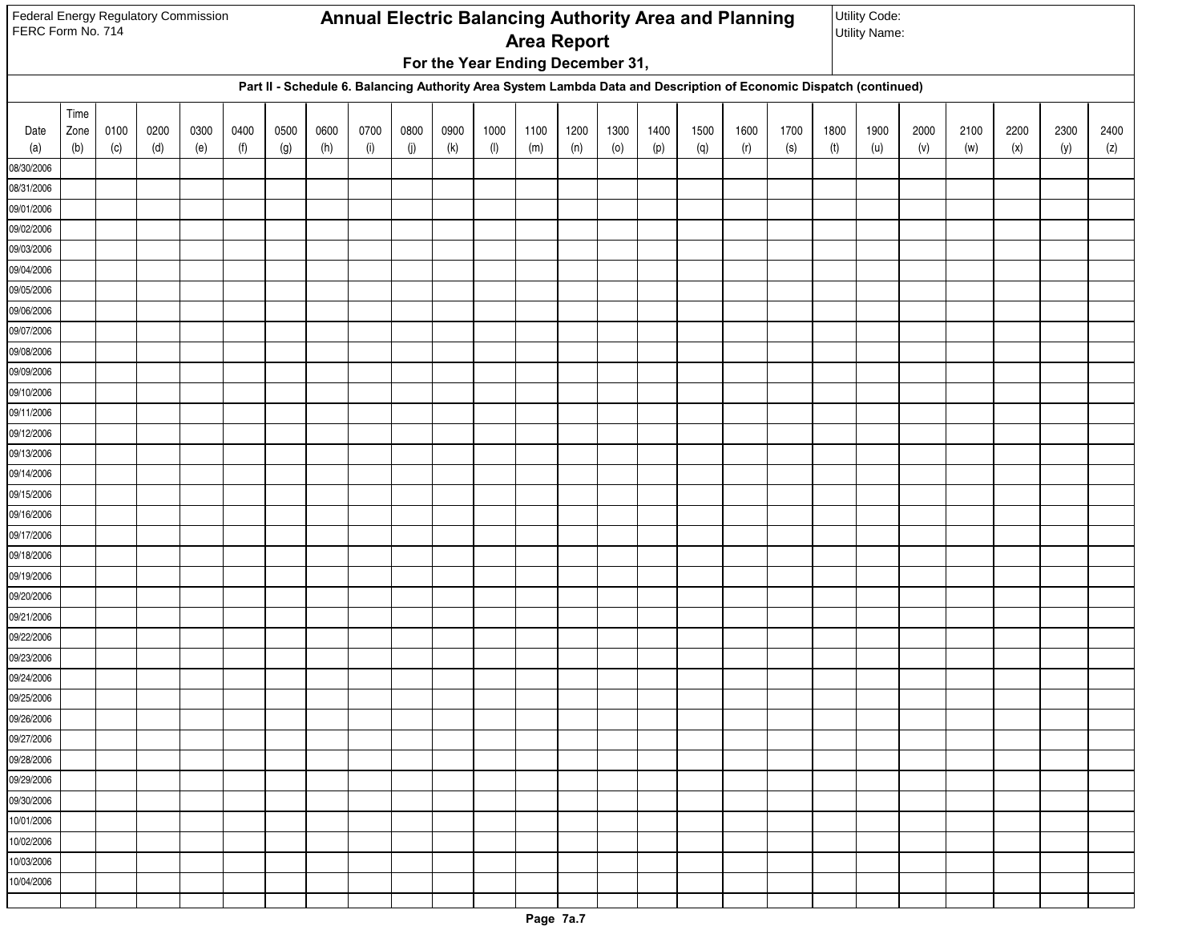Federal Energy Regulatory Commission
FERC Form No. 714

# Annual Electric Balancing Authority Area and Planning Area Report

**For the Year Ending December 31,**

Utility Code:
Utility Name:

**Part II - Schedule 6. Balancing Authority Area System Lambda Data and Description of Economic Dispatch (continued)**

| Date (a) | Time Zone (b) | 0100 (c) | 0200 (d) | 0300 (e) | 0400 (f) | 0500 (g) | 0600 (h) | 0700 (i) | 0800 (j) | 0900 (k) | 1000 (l) | 1100 (m) | 1200 (n) | 1300 (o) | 1400 (p) | 1500 (q) | 1600 (r) | 1700 (s) | 1800 (t) | 1900 (u) | 2000 (v) | 2100 (w) | 2200 (x) | 2300 (y) | 2400 (z) |
|---|---|---|---|---|---|---|---|---|---|---|---|---|---|---|---|---|---|---|---|---|---|---|---|---|---|
| 08/30/2006 | | | | | | | | | | | | | | | | | | | | | | | | | |
| 08/31/2006 | | | | | | | | | | | | | | | | | | | | | | | | | |
| 09/01/2006 | | | | | | | | | | | | | | | | | | | | | | | | | |
| 09/02/2006 | | | | | | | | | | | | | | | | | | | | | | | | | |
| 09/03/2006 | | | | | | | | | | | | | | | | | | | | | | | | | |
| 09/04/2006 | | | | | | | | | | | | | | | | | | | | | | | | | |
| 09/05/2006 | | | | | | | | | | | | | | | | | | | | | | | | | |
| 09/06/2006 | | | | | | | | | | | | | | | | | | | | | | | | | |
| 09/07/2006 | | | | | | | | | | | | | | | | | | | | | | | | | |
| 09/08/2006 | | | | | | | | | | | | | | | | | | | | | | | | | |
| 09/09/2006 | | | | | | | | | | | | | | | | | | | | | | | | | |
| 09/10/2006 | | | | | | | | | | | | | | | | | | | | | | | | | |
| 09/11/2006 | | | | | | | | | | | | | | | | | | | | | | | | | |
| 09/12/2006 | | | | | | | | | | | | | | | | | | | | | | | | | |
| 09/13/2006 | | | | | | | | | | | | | | | | | | | | | | | | | |
| 09/14/2006 | | | | | | | | | | | | | | | | | | | | | | | | | |
| 09/15/2006 | | | | | | | | | | | | | | | | | | | | | | | | | |
| 09/16/2006 | | | | | | | | | | | | | | | | | | | | | | | | | |
| 09/17/2006 | | | | | | | | | | | | | | | | | | | | | | | | | |
| 09/18/2006 | | | | | | | | | | | | | | | | | | | | | | | | | |
| 09/19/2006 | | | | | | | | | | | | | | | | | | | | | | | | | |
| 09/20/2006 | | | | | | | | | | | | | | | | | | | | | | | | | |
| 09/21/2006 | | | | | | | | | | | | | | | | | | | | | | | | | |
| 09/22/2006 | | | | | | | | | | | | | | | | | | | | | | | | | |
| 09/23/2006 | | | | | | | | | | | | | | | | | | | | | | | | | |
| 09/24/2006 | | | | | | | | | | | | | | | | | | | | | | | | | |
| 09/25/2006 | | | | | | | | | | | | | | | | | | | | | | | | | |
| 09/26/2006 | | | | | | | | | | | | | | | | | | | | | | | | | |
| 09/27/2006 | | | | | | | | | | | | | | | | | | | | | | | | | |
| 09/28/2006 | | | | | | | | | | | | | | | | | | | | | | | | | |
| 09/29/2006 | | | | | | | | | | | | | | | | | | | | | | | | | |
| 09/30/2006 | | | | | | | | | | | | | | | | | | | | | | | | | |
| 10/01/2006 | | | | | | | | | | | | | | | | | | | | | | | | | |
| 10/02/2006 | | | | | | | | | | | | | | | | | | | | | | | | | |
| 10/03/2006 | | | | | | | | | | | | | | | | | | | | | | | | | |
| 10/04/2006 | | | | | | | | | | | | | | | | | | | | | | | | | |
| | | | | | | | | | | | | | | | | | | | | | | | | | |

Page 7a.7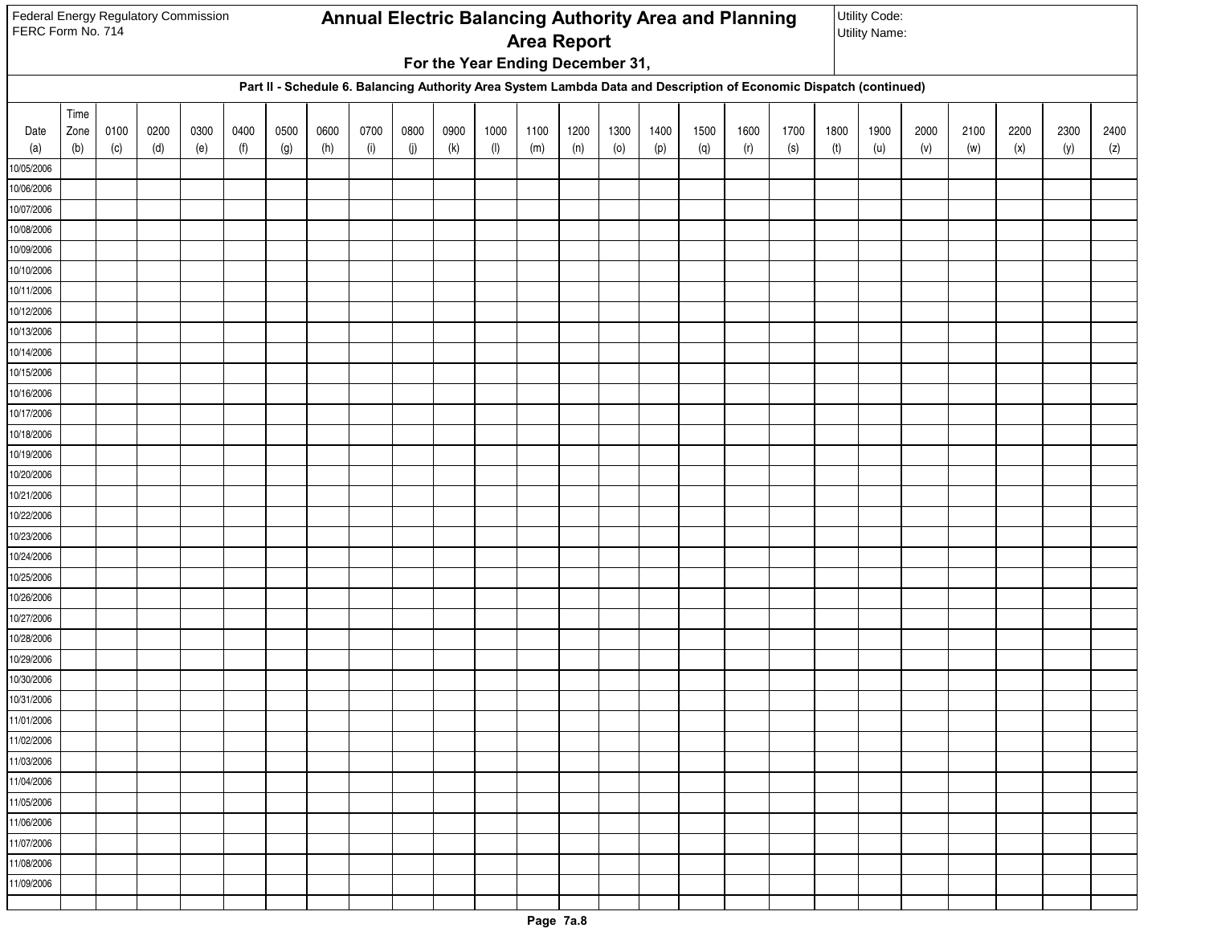Federal Energy Regulatory Commission
FERC Form No. 714

# Annual Electric Balancing Authority Area and Planning Area Report

**For the Year Ending December 31,**

Utility Code:
Utility Name:

**Part II - Schedule 6. Balancing Authority Area System Lambda Data and Description of Economic Dispatch (continued)**

| Date (a) | Time Zone (b) | 0100 (c) | 0200 (d) | 0300 (e) | 0400 (f) | 0500 (g) | 0600 (h) | 0700 (i) | 0800 (j) | 0900 (k) | 1000 (l) | 1100 (m) | 1200 (n) | 1300 (o) | 1400 (p) | 1500 (q) | 1600 (r) | 1700 (s) | 1800 (t) | 1900 (u) | 2000 (v) | 2100 (w) | 2200 (x) | 2300 (y) | 2400 (z) |
|---|---|---|---|---|---|---|---|---|---|---|---|---|---|---|---|---|---|---|---|---|---|---|---|---|---|
| 10/05/2006 | | | | | | | | | | | | | | | | | | | | | | | | | |
| 10/06/2006 | | | | | | | | | | | | | | | | | | | | | | | | | |
| 10/07/2006 | | | | | | | | | | | | | | | | | | | | | | | | | |
| 10/08/2006 | | | | | | | | | | | | | | | | | | | | | | | | | |
| 10/09/2006 | | | | | | | | | | | | | | | | | | | | | | | | | |
| 10/10/2006 | | | | | | | | | | | | | | | | | | | | | | | | | |
| 10/11/2006 | | | | | | | | | | | | | | | | | | | | | | | | | |
| 10/12/2006 | | | | | | | | | | | | | | | | | | | | | | | | | |
| 10/13/2006 | | | | | | | | | | | | | | | | | | | | | | | | | |
| 10/14/2006 | | | | | | | | | | | | | | | | | | | | | | | | | |
| 10/15/2006 | | | | | | | | | | | | | | | | | | | | | | | | | |
| 10/16/2006 | | | | | | | | | | | | | | | | | | | | | | | | | |
| 10/17/2006 | | | | | | | | | | | | | | | | | | | | | | | | | |
| 10/18/2006 | | | | | | | | | | | | | | | | | | | | | | | | | |
| 10/19/2006 | | | | | | | | | | | | | | | | | | | | | | | | | |
| 10/20/2006 | | | | | | | | | | | | | | | | | | | | | | | | | |
| 10/21/2006 | | | | | | | | | | | | | | | | | | | | | | | | | |
| 10/22/2006 | | | | | | | | | | | | | | | | | | | | | | | | | |
| 10/23/2006 | | | | | | | | | | | | | | | | | | | | | | | | | |
| 10/24/2006 | | | | | | | | | | | | | | | | | | | | | | | | | |
| 10/25/2006 | | | | | | | | | | | | | | | | | | | | | | | | | |
| 10/26/2006 | | | | | | | | | | | | | | | | | | | | | | | | | |
| 10/27/2006 | | | | | | | | | | | | | | | | | | | | | | | | | |
| 10/28/2006 | | | | | | | | | | | | | | | | | | | | | | | | | |
| 10/29/2006 | | | | | | | | | | | | | | | | | | | | | | | | | |
| 10/30/2006 | | | | | | | | | | | | | | | | | | | | | | | | | |
| 10/31/2006 | | | | | | | | | | | | | | | | | | | | | | | | | |
| 11/01/2006 | | | | | | | | | | | | | | | | | | | | | | | | | |
| 11/02/2006 | | | | | | | | | | | | | | | | | | | | | | | | | |
| 11/03/2006 | | | | | | | | | | | | | | | | | | | | | | | | | |
| 11/04/2006 | | | | | | | | | | | | | | | | | | | | | | | | | |
| 11/05/2006 | | | | | | | | | | | | | | | | | | | | | | | | | |
| 11/06/2006 | | | | | | | | | | | | | | | | | | | | | | | | | |
| 11/07/2006 | | | | | | | | | | | | | | | | | | | | | | | | | |
| 11/08/2006 | | | | | | | | | | | | | | | | | | | | | | | | | |
| 11/09/2006 | | | | | | | | | | | | | | | | | | | | | | | | | |
| | | | | | | | | | | | | | | | | | | | | | | | | | |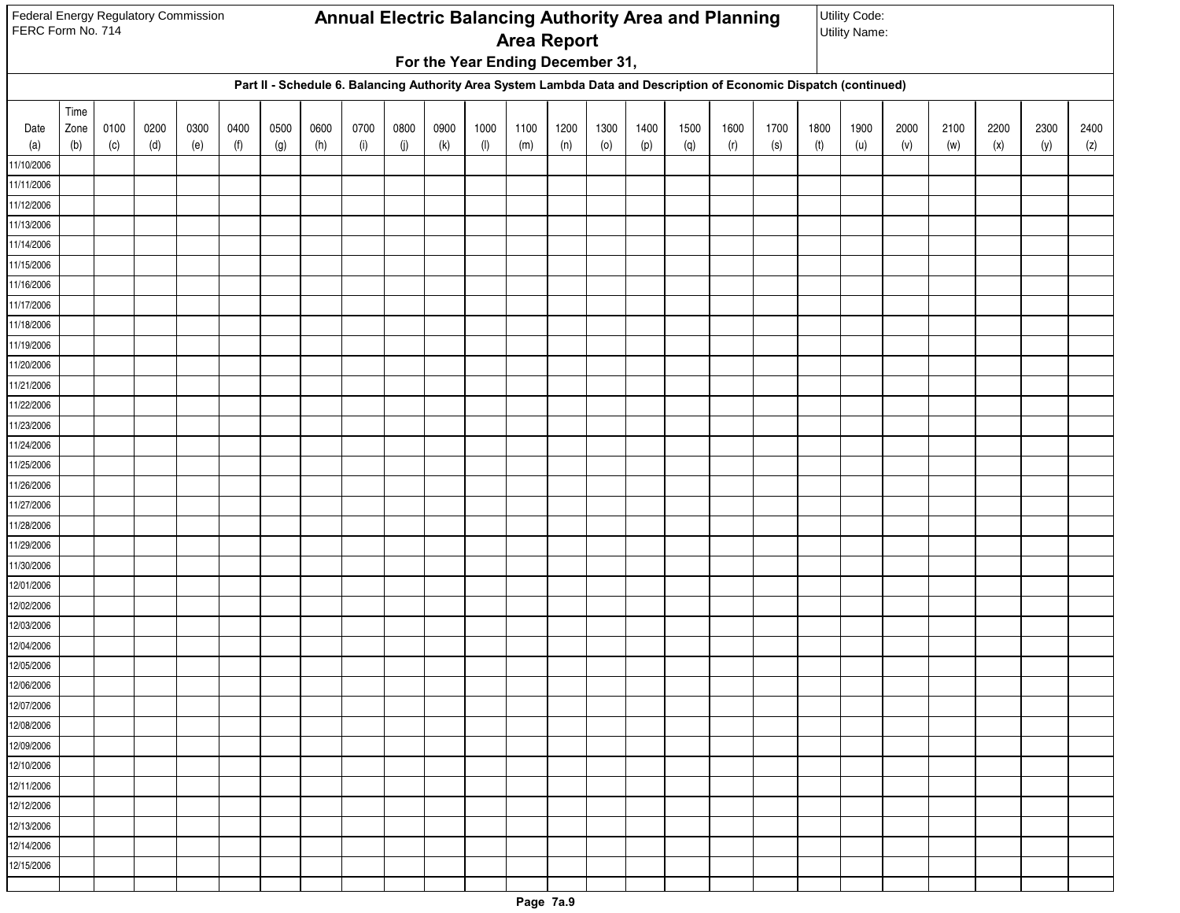Federal Energy Regulatory Commission
FERC Form No. 714

# Annual Electric Balancing Authority Area and Planning Area Report

**For the Year Ending December 31,**

Utility Code:
Utility Name:

## Part II - Schedule 6. Balancing Authority Area System Lambda Data and Description of Economic Dispatch (continued)

| Date (a) | Time Zone (b) | 0100 (c) | 0200 (d) | 0300 (e) | 0400 (f) | 0500 (g) | 0600 (h) | 0700 (i) | 0800 (j) | 0900 (k) | 1000 (l) | 1100 (m) | 1200 (n) | 1300 (o) | 1400 (p) | 1500 (q) | 1600 (r) | 1700 (s) | 1800 (t) | 1900 (u) | 2000 (v) | 2100 (w) | 2200 (x) | 2300 (y) | 2400 (z) |
|---|---|---|---|---|---|---|---|---|---|---|---|---|---|---|---|---|---|---|---|---|---|---|---|---|---|
| 11/10/2006 | | | | | | | | | | | | | | | | | | | | | | | | | |
| 11/11/2006 | | | | | | | | | | | | | | | | | | | | | | | | | |
| 11/12/2006 | | | | | | | | | | | | | | | | | | | | | | | | | |
| 11/13/2006 | | | | | | | | | | | | | | | | | | | | | | | | | |
| 11/14/2006 | | | | | | | | | | | | | | | | | | | | | | | | | |
| 11/15/2006 | | | | | | | | | | | | | | | | | | | | | | | | | |
| 11/16/2006 | | | | | | | | | | | | | | | | | | | | | | | | | |
| 11/17/2006 | | | | | | | | | | | | | | | | | | | | | | | | | |
| 11/18/2006 | | | | | | | | | | | | | | | | | | | | | | | | | |
| 11/19/2006 | | | | | | | | | | | | | | | | | | | | | | | | | |
| 11/20/2006 | | | | | | | | | | | | | | | | | | | | | | | | | |
| 11/21/2006 | | | | | | | | | | | | | | | | | | | | | | | | | |
| 11/22/2006 | | | | | | | | | | | | | | | | | | | | | | | | | |
| 11/23/2006 | | | | | | | | | | | | | | | | | | | | | | | | | |
| 11/24/2006 | | | | | | | | | | | | | | | | | | | | | | | | | |
| 11/25/2006 | | | | | | | | | | | | | | | | | | | | | | | | | |
| 11/26/2006 | | | | | | | | | | | | | | | | | | | | | | | | | |
| 11/27/2006 | | | | | | | | | | | | | | | | | | | | | | | | | |
| 11/28/2006 | | | | | | | | | | | | | | | | | | | | | | | | | |
| 11/29/2006 | | | | | | | | | | | | | | | | | | | | | | | | | |
| 11/30/2006 | | | | | | | | | | | | | | | | | | | | | | | | | |
| 12/01/2006 | | | | | | | | | | | | | | | | | | | | | | | | | |
| 12/02/2006 | | | | | | | | | | | | | | | | | | | | | | | | | |
| 12/03/2006 | | | | | | | | | | | | | | | | | | | | | | | | | |
| 12/04/2006 | | | | | | | | | | | | | | | | | | | | | | | | | |
| 12/05/2006 | | | | | | | | | | | | | | | | | | | | | | | | | |
| 12/06/2006 | | | | | | | | | | | | | | | | | | | | | | | | | |
| 12/07/2006 | | | | | | | | | | | | | | | | | | | | | | | | | |
| 12/08/2006 | | | | | | | | | | | | | | | | | | | | | | | | | |
| 12/09/2006 | | | | | | | | | | | | | | | | | | | | | | | | | |
| 12/10/2006 | | | | | | | | | | | | | | | | | | | | | | | | | |
| 12/11/2006 | | | | | | | | | | | | | | | | | | | | | | | | | |
| 12/12/2006 | | | | | | | | | | | | | | | | | | | | | | | | | |
| 12/13/2006 | | | | | | | | | | | | | | | | | | | | | | | | | |
| 12/14/2006 | | | | | | | | | | | | | | | | | | | | | | | | | |
| 12/15/2006 | | | | | | | | | | | | | | | | | | | | | | | | | |
| | | | | | | | | | | | | | | | | | | | | | | | | | |

Page 7a.9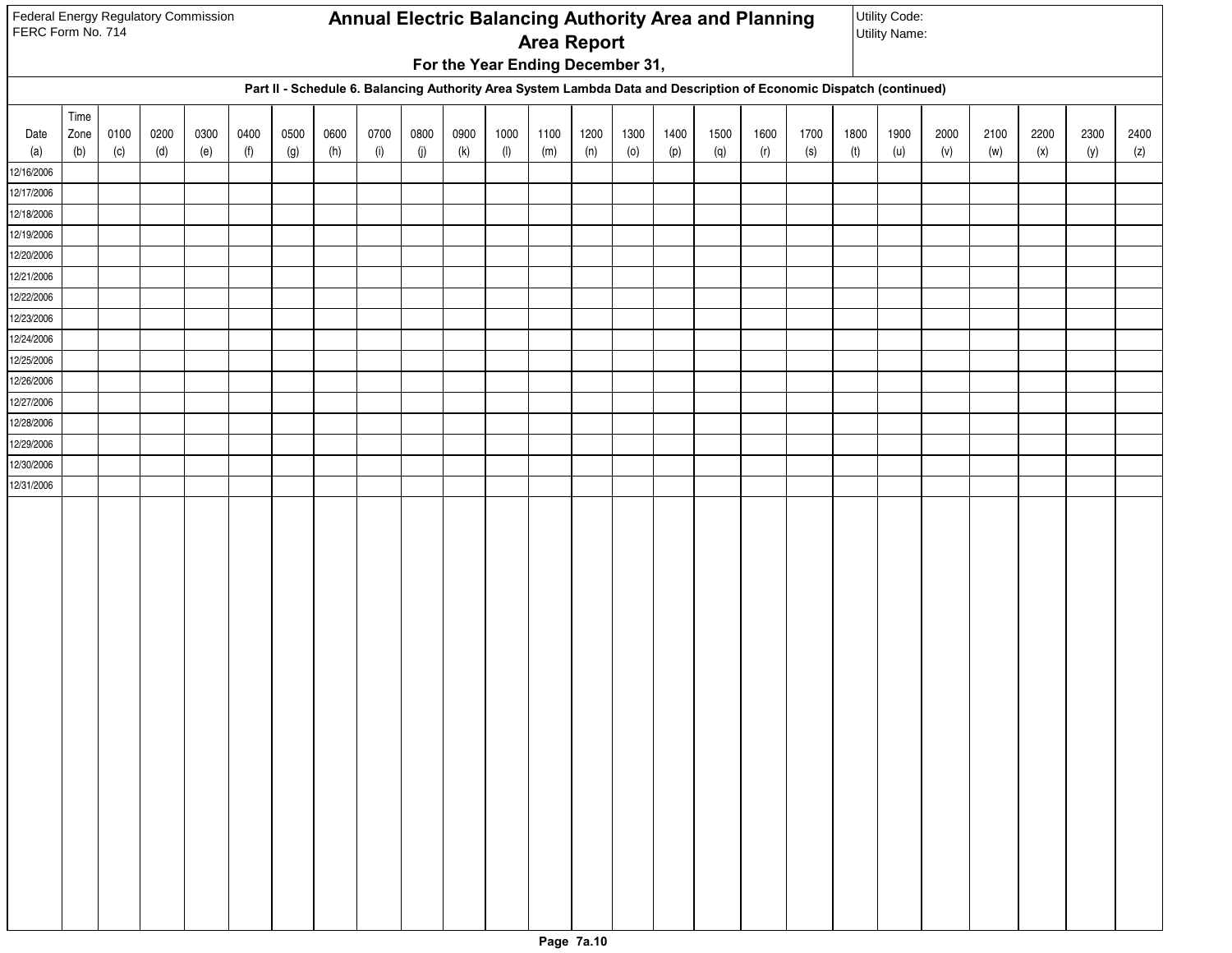Federal Energy Regulatory Commission
FERC Form No. 714

# Annual Electric Balancing Authority Area and Planning Area Report

**For the Year Ending December 31,**

Utility Code:
Utility Name:

**Part II - Schedule 6. Balancing Authority Area System Lambda Data and Description of Economic Dispatch (continued)**

| Date (a) | Time Zone (b) | 0100 (c) | 0200 (d) | 0300 (e) | 0400 (f) | 0500 (g) | 0600 (h) | 0700 (i) | 0800 (j) | 0900 (k) | 1000 (l) | 1100 (m) | 1200 (n) | 1300 (o) | 1400 (p) | 1500 (q) | 1600 (r) | 1700 (s) | 1800 (t) | 1900 (u) | 2000 (v) | 2100 (w) | 2200 (x) | 2300 (y) | 2400 (z) |
|---|---|---|---|---|---|---|---|---|---|---|---|---|---|---|---|---|---|---|---|---|---|---|---|---|---|
| 12/16/2006 | | | | | | | | | | | | | | | | | | | | | | | | | |
| 12/17/2006 | | | | | | | | | | | | | | | | | | | | | | | | | |
| 12/18/2006 | | | | | | | | | | | | | | | | | | | | | | | | | |
| 12/19/2006 | | | | | | | | | | | | | | | | | | | | | | | | | |
| 12/20/2006 | | | | | | | | | | | | | | | | | | | | | | | | | |
| 12/21/2006 | | | | | | | | | | | | | | | | | | | | | | | | | |
| 12/22/2006 | | | | | | | | | | | | | | | | | | | | | | | | | |
| 12/23/2006 | | | | | | | | | | | | | | | | | | | | | | | | | |
| 12/24/2006 | | | | | | | | | | | | | | | | | | | | | | | | | |
| 12/25/2006 | | | | | | | | | | | | | | | | | | | | | | | | | |
| 12/26/2006 | | | | | | | | | | | | | | | | | | | | | | | | | |
| 12/27/2006 | | | | | | | | | | | | | | | | | | | | | | | | | |
| 12/28/2006 | | | | | | | | | | | | | | | | | | | | | | | | | |
| 12/29/2006 | | | | | | | | | | | | | | | | | | | | | | | | | |
| 12/30/2006 | | | | | | | | | | | | | | | | | | | | | | | | | |
| 12/31/2006 | | | | | | | | | | | | | | | | | | | | | | | | | |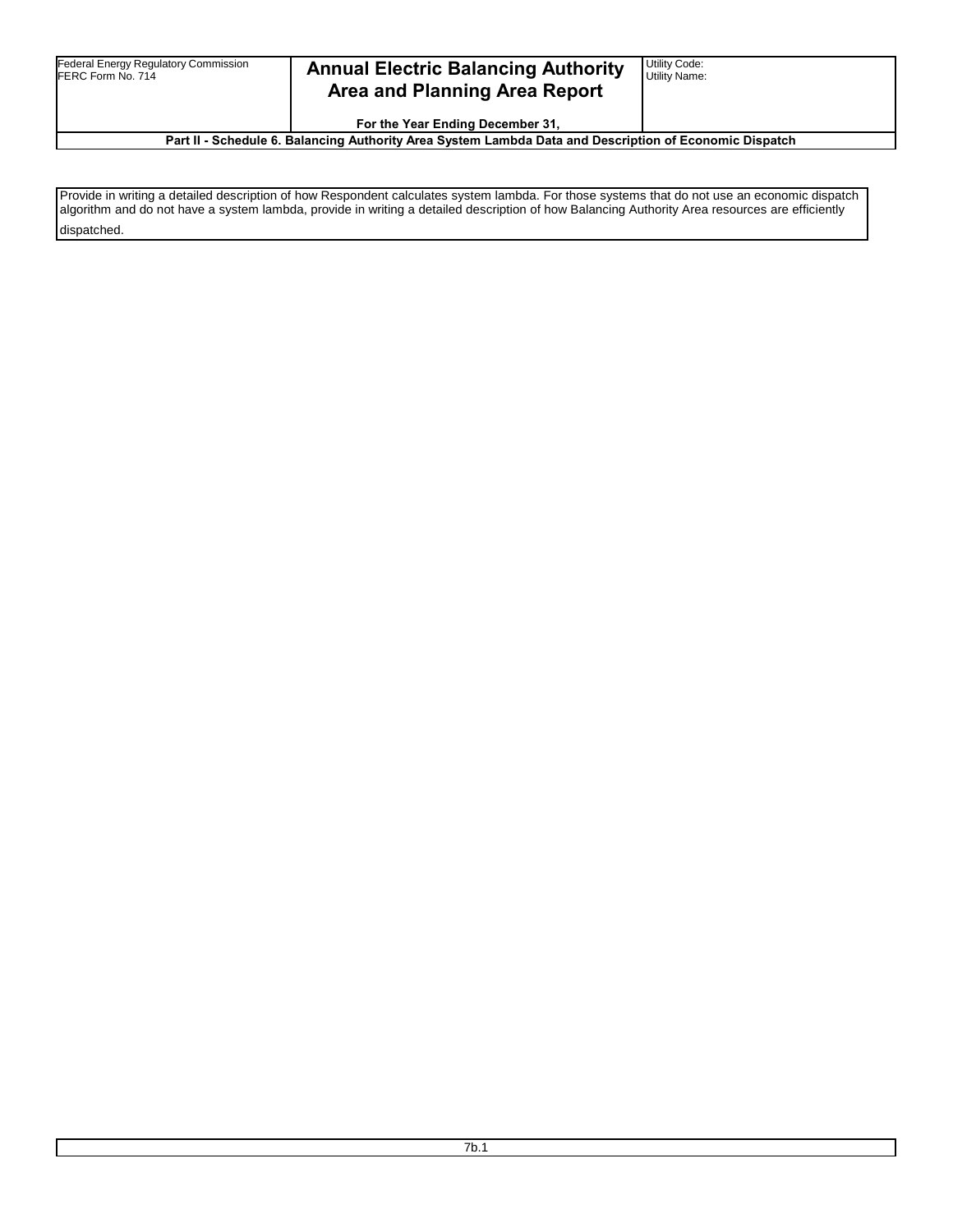| Federal Energy Regulatory Commission<br>FERC Form No. 714 | **Annual Electric Balancing Authority Area and Planning Area Report**<br><br>**For the Year Ending December 31,** | Utility Code:<br>Utility Name: |
|---|---|---|

**Part II - Schedule 6. Balancing Authority Area System Lambda Data and Description of Economic Dispatch**

Provide in writing a detailed description of how Respondent calculates system lambda. For those systems that do not use an economic dispatch algorithm and do not have a system lambda, provide in writing a detailed description of how Balancing Authority Area resources are efficiently dispatched.

7b.1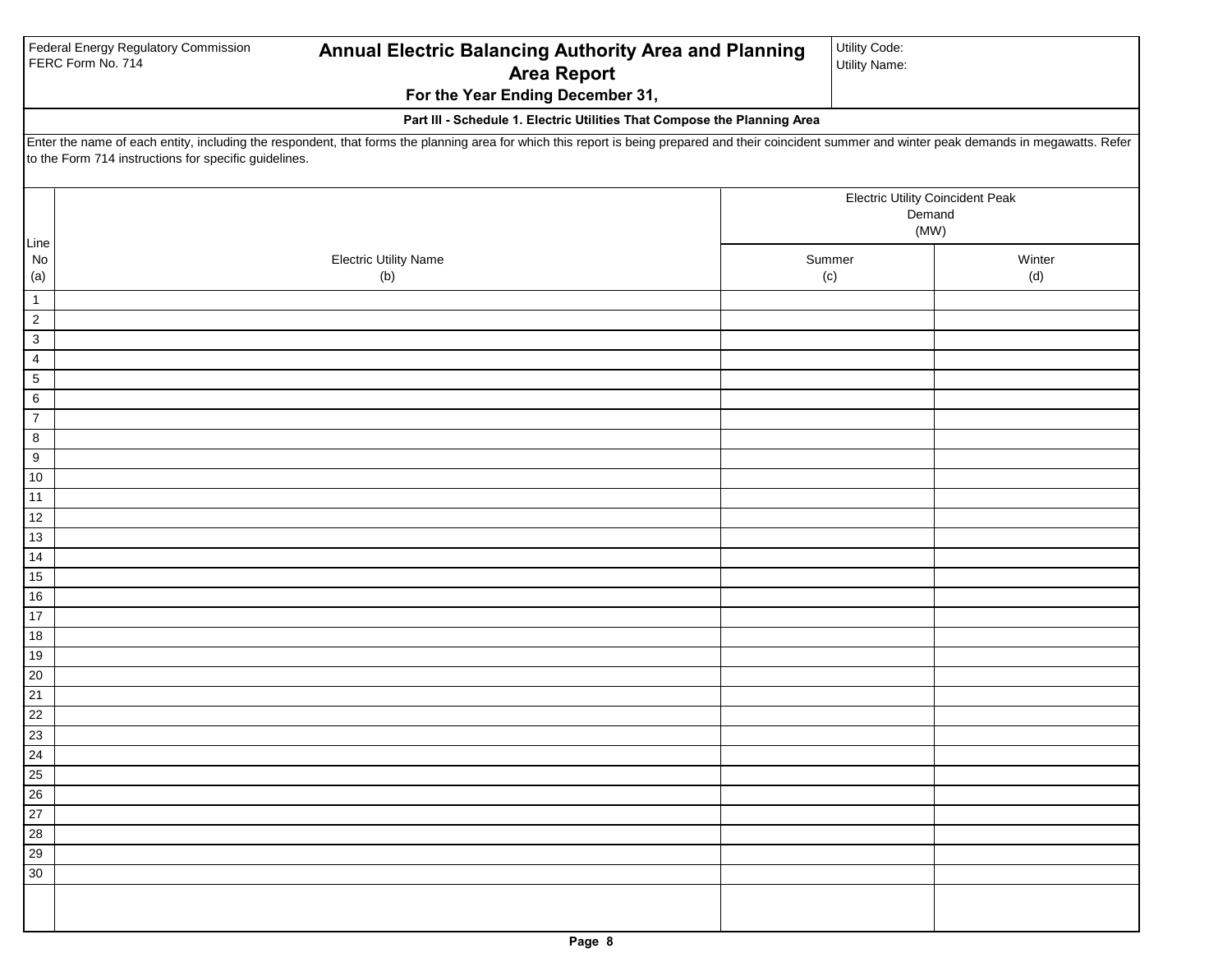Federal Energy Regulatory Commission
FERC Form No. 714

# Annual Electric Balancing Authority Area and Planning Area Report

**For the Year Ending December 31,**

Utility Code:
Utility Name:

**Part III - Schedule 1. Electric Utilities That Compose the Planning Area**

Enter the name of each entity, including the respondent, that forms the planning area for which this report is being prepared and their coincident summer and winter peak demands in megawatts. Refer to the Form 714 instructions for specific guidelines.

| Line No (a) | Electric Utility Name (b) | Electric Utility Coincident Peak Demand (MW) | |
|---|---|---|---|
| | | Summer (c) | Winter (d) |
| 1 | | | |
| 2 | | | |
| 3 | | | |
| 4 | | | |
| 5 | | | |
| 6 | | | |
| 7 | | | |
| 8 | | | |
| 9 | | | |
| 10 | | | |
| 11 | | | |
| 12 | | | |
| 13 | | | |
| 14 | | | |
| 15 | | | |
| 16 | | | |
| 17 | | | |
| 18 | | | |
| 19 | | | |
| 20 | | | |
| 21 | | | |
| 22 | | | |
| 23 | | | |
| 24 | | | |
| 25 | | | |
| 26 | | | |
| 27 | | | |
| 28 | | | |
| 29 | | | |
| 30 | | | |
| | | | |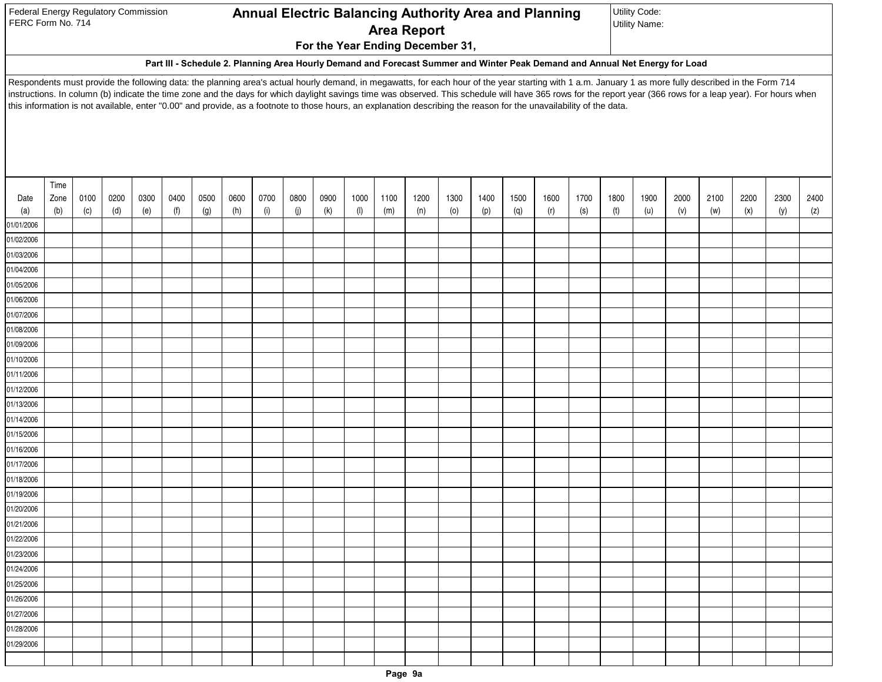Federal Energy Regulatory Commission
FERC Form No. 714

# Annual Electric Balancing Authority Area and Planning Area Report

**For the Year Ending December 31,**

Utility Code:
Utility Name:

### Part III - Schedule 2. Planning Area Hourly Demand and Forecast Summer and Winter Peak Demand and Annual Net Energy for Load

Respondents must provide the following data: the planning area's actual hourly demand, in megawatts, for each hour of the year starting with 1 a.m. January 1 as more fully described in the Form 714 instructions. In column (b) indicate the time zone and the days for which daylight savings time was observed. This schedule will have 365 rows for the report year (366 rows for a leap year). For hours when this information is not available, enter "0.00" and provide, as a footnote to those hours, an explanation describing the reason for the unavailability of the data.

| Date (a) | Time Zone (b) | 0100 (c) | 0200 (d) | 0300 (e) | 0400 (f) | 0500 (g) | 0600 (h) | 0700 (i) | 0800 (j) | 0900 (k) | 1000 (l) | 1100 (m) | 1200 (n) | 1300 (o) | 1400 (p) | 1500 (q) | 1600 (r) | 1700 (s) | 1800 (t) | 1900 (u) | 2000 (v) | 2100 (w) | 2200 (x) | 2300 (y) | 2400 (z) |
|---|---|---|---|---|---|---|---|---|---|---|---|---|---|---|---|---|---|---|---|---|---|---|---|---|---|
| 01/01/2006 | | | | | | | | | | | | | | | | | | | | | | | | | |
| 01/02/2006 | | | | | | | | | | | | | | | | | | | | | | | | | |
| 01/03/2006 | | | | | | | | | | | | | | | | | | | | | | | | | |
| 01/04/2006 | | | | | | | | | | | | | | | | | | | | | | | | | |
| 01/05/2006 | | | | | | | | | | | | | | | | | | | | | | | | | |
| 01/06/2006 | | | | | | | | | | | | | | | | | | | | | | | | | |
| 01/07/2006 | | | | | | | | | | | | | | | | | | | | | | | | | |
| 01/08/2006 | | | | | | | | | | | | | | | | | | | | | | | | | |
| 01/09/2006 | | | | | | | | | | | | | | | | | | | | | | | | | |
| 01/10/2006 | | | | | | | | | | | | | | | | | | | | | | | | | |
| 01/11/2006 | | | | | | | | | | | | | | | | | | | | | | | | | |
| 01/12/2006 | | | | | | | | | | | | | | | | | | | | | | | | | |
| 01/13/2006 | | | | | | | | | | | | | | | | | | | | | | | | | |
| 01/14/2006 | | | | | | | | | | | | | | | | | | | | | | | | | |
| 01/15/2006 | | | | | | | | | | | | | | | | | | | | | | | | | |
| 01/16/2006 | | | | | | | | | | | | | | | | | | | | | | | | | |
| 01/17/2006 | | | | | | | | | | | | | | | | | | | | | | | | | |
| 01/18/2006 | | | | | | | | | | | | | | | | | | | | | | | | | |
| 01/19/2006 | | | | | | | | | | | | | | | | | | | | | | | | | |
| 01/20/2006 | | | | | | | | | | | | | | | | | | | | | | | | | |
| 01/21/2006 | | | | | | | | | | | | | | | | | | | | | | | | | |
| 01/22/2006 | | | | | | | | | | | | | | | | | | | | | | | | | |
| 01/23/2006 | | | | | | | | | | | | | | | | | | | | | | | | | |
| 01/24/2006 | | | | | | | | | | | | | | | | | | | | | | | | | |
| 01/25/2006 | | | | | | | | | | | | | | | | | | | | | | | | | |
| 01/26/2006 | | | | | | | | | | | | | | | | | | | | | | | | | |
| 01/27/2006 | | | | | | | | | | | | | | | | | | | | | | | | | |
| 01/28/2006 | | | | | | | | | | | | | | | | | | | | | | | | | |
| 01/29/2006 | | | | | | | | | | | | | | | | | | | | | | | | | |
| | | | | | | | | | | | | | | | | | | | | | | | | | |

Page 9a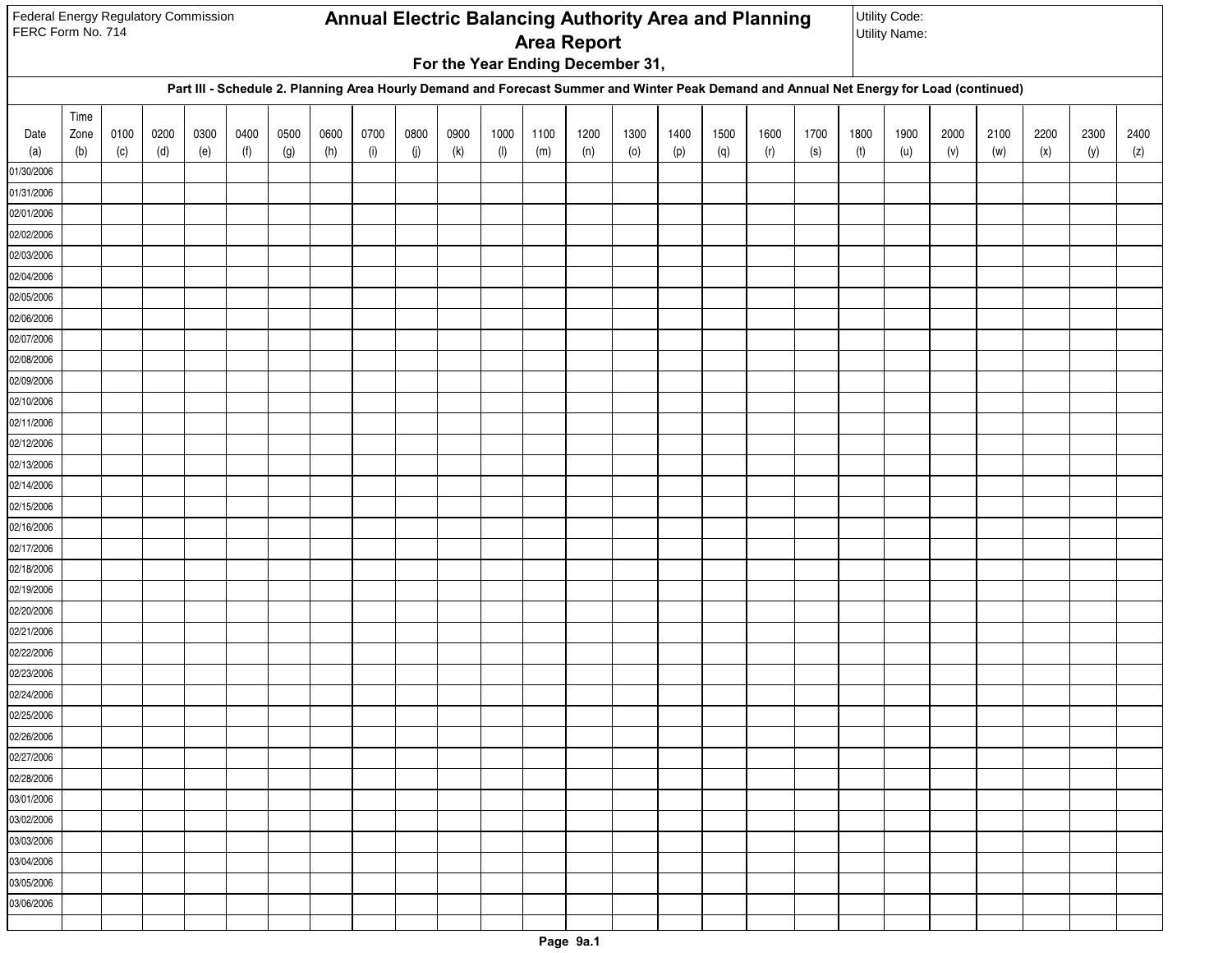Federal Energy Regulatory Commission
FERC Form No. 714

# Annual Electric Balancing Authority Area and Planning Area Report

**For the Year Ending December 31,**

Utility Code:
Utility Name:

**Part III - Schedule 2. Planning Area Hourly Demand and Forecast Summer and Winter Peak Demand and Annual Net Energy for Load (continued)**

| Date (a) | Time Zone (b) | 0100 (c) | 0200 (d) | 0300 (e) | 0400 (f) | 0500 (g) | 0600 (h) | 0700 (i) | 0800 (j) | 0900 (k) | 1000 (l) | 1100 (m) | 1200 (n) | 1300 (o) | 1400 (p) | 1500 (q) | 1600 (r) | 1700 (s) | 1800 (t) | 1900 (u) | 2000 (v) | 2100 (w) | 2200 (x) | 2300 (y) | 2400 (z) |
|---|---|---|---|---|---|---|---|---|---|---|---|---|---|---|---|---|---|---|---|---|---|---|---|---|---|
| 01/30/2006 | | | | | | | | | | | | | | | | | | | | | | | | | |
| 01/31/2006 | | | | | | | | | | | | | | | | | | | | | | | | | |
| 02/01/2006 | | | | | | | | | | | | | | | | | | | | | | | | | |
| 02/02/2006 | | | | | | | | | | | | | | | | | | | | | | | | | |
| 02/03/2006 | | | | | | | | | | | | | | | | | | | | | | | | | |
| 02/04/2006 | | | | | | | | | | | | | | | | | | | | | | | | | |
| 02/05/2006 | | | | | | | | | | | | | | | | | | | | | | | | | |
| 02/06/2006 | | | | | | | | | | | | | | | | | | | | | | | | | |
| 02/07/2006 | | | | | | | | | | | | | | | | | | | | | | | | | |
| 02/08/2006 | | | | | | | | | | | | | | | | | | | | | | | | | |
| 02/09/2006 | | | | | | | | | | | | | | | | | | | | | | | | | |
| 02/10/2006 | | | | | | | | | | | | | | | | | | | | | | | | | |
| 02/11/2006 | | | | | | | | | | | | | | | | | | | | | | | | | |
| 02/12/2006 | | | | | | | | | | | | | | | | | | | | | | | | | |
| 02/13/2006 | | | | | | | | | | | | | | | | | | | | | | | | | |
| 02/14/2006 | | | | | | | | | | | | | | | | | | | | | | | | | |
| 02/15/2006 | | | | | | | | | | | | | | | | | | | | | | | | | |
| 02/16/2006 | | | | | | | | | | | | | | | | | | | | | | | | | |
| 02/17/2006 | | | | | | | | | | | | | | | | | | | | | | | | | |
| 02/18/2006 | | | | | | | | | | | | | | | | | | | | | | | | | |
| 02/19/2006 | | | | | | | | | | | | | | | | | | | | | | | | | |
| 02/20/2006 | | | | | | | | | | | | | | | | | | | | | | | | | |
| 02/21/2006 | | | | | | | | | | | | | | | | | | | | | | | | | |
| 02/22/2006 | | | | | | | | | | | | | | | | | | | | | | | | | |
| 02/23/2006 | | | | | | | | | | | | | | | | | | | | | | | | | |
| 02/24/2006 | | | | | | | | | | | | | | | | | | | | | | | | | |
| 02/25/2006 | | | | | | | | | | | | | | | | | | | | | | | | | |
| 02/26/2006 | | | | | | | | | | | | | | | | | | | | | | | | | |
| 02/27/2006 | | | | | | | | | | | | | | | | | | | | | | | | | |
| 02/28/2006 | | | | | | | | | | | | | | | | | | | | | | | | | |
| 03/01/2006 | | | | | | | | | | | | | | | | | | | | | | | | | |
| 03/02/2006 | | | | | | | | | | | | | | | | | | | | | | | | | |
| 03/03/2006 | | | | | | | | | | | | | | | | | | | | | | | | | |
| 03/04/2006 | | | | | | | | | | | | | | | | | | | | | | | | | |
| 03/05/2006 | | | | | | | | | | | | | | | | | | | | | | | | | |
| 03/06/2006 | | | | | | | | | | | | | | | | | | | | | | | | | |
| | | | | | | | | | | | | | | | | | | | | | | | | | |

Page 9a.1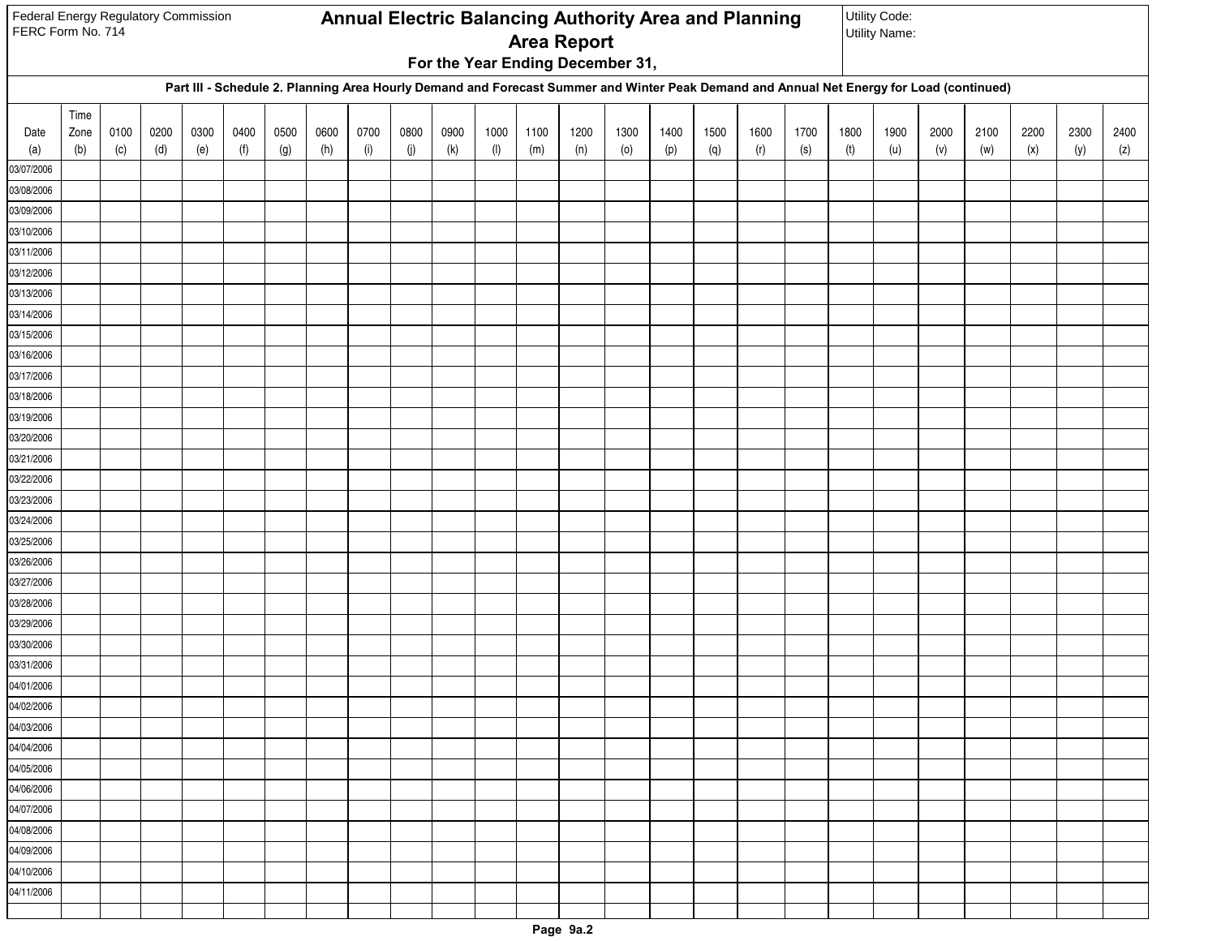Federal Energy Regulatory Commission
FERC Form No. 714

# Annual Electric Balancing Authority Area and Planning Area Report

**For the Year Ending December 31,**

Utility Code:
Utility Name:

**Part III - Schedule 2. Planning Area Hourly Demand and Forecast Summer and Winter Peak Demand and Annual Net Energy for Load (continued)**

| Date (a) | Time Zone (b) | 0100 (c) | 0200 (d) | 0300 (e) | 0400 (f) | 0500 (g) | 0600 (h) | 0700 (i) | 0800 (j) | 0900 (k) | 1000 (l) | 1100 (m) | 1200 (n) | 1300 (o) | 1400 (p) | 1500 (q) | 1600 (r) | 1700 (s) | 1800 (t) | 1900 (u) | 2000 (v) | 2100 (w) | 2200 (x) | 2300 (y) | 2400 (z) |
|---|---|---|---|---|---|---|---|---|---|---|---|---|---|---|---|---|---|---|---|---|---|---|---|---|---|
| 03/07/2006 | | | | | | | | | | | | | | | | | | | | | | | | | |
| 03/08/2006 | | | | | | | | | | | | | | | | | | | | | | | | | |
| 03/09/2006 | | | | | | | | | | | | | | | | | | | | | | | | | |
| 03/10/2006 | | | | | | | | | | | | | | | | | | | | | | | | | |
| 03/11/2006 | | | | | | | | | | | | | | | | | | | | | | | | | |
| 03/12/2006 | | | | | | | | | | | | | | | | | | | | | | | | | |
| 03/13/2006 | | | | | | | | | | | | | | | | | | | | | | | | | |
| 03/14/2006 | | | | | | | | | | | | | | | | | | | | | | | | | |
| 03/15/2006 | | | | | | | | | | | | | | | | | | | | | | | | | |
| 03/16/2006 | | | | | | | | | | | | | | | | | | | | | | | | | |
| 03/17/2006 | | | | | | | | | | | | | | | | | | | | | | | | | |
| 03/18/2006 | | | | | | | | | | | | | | | | | | | | | | | | | |
| 03/19/2006 | | | | | | | | | | | | | | | | | | | | | | | | | |
| 03/20/2006 | | | | | | | | | | | | | | | | | | | | | | | | | |
| 03/21/2006 | | | | | | | | | | | | | | | | | | | | | | | | | |
| 03/22/2006 | | | | | | | | | | | | | | | | | | | | | | | | | |
| 03/23/2006 | | | | | | | | | | | | | | | | | | | | | | | | | |
| 03/24/2006 | | | | | | | | | | | | | | | | | | | | | | | | | |
| 03/25/2006 | | | | | | | | | | | | | | | | | | | | | | | | | |
| 03/26/2006 | | | | | | | | | | | | | | | | | | | | | | | | | |
| 03/27/2006 | | | | | | | | | | | | | | | | | | | | | | | | | |
| 03/28/2006 | | | | | | | | | | | | | | | | | | | | | | | | | |
| 03/29/2006 | | | | | | | | | | | | | | | | | | | | | | | | | |
| 03/30/2006 | | | | | | | | | | | | | | | | | | | | | | | | | |
| 03/31/2006 | | | | | | | | | | | | | | | | | | | | | | | | | |
| 04/01/2006 | | | | | | | | | | | | | | | | | | | | | | | | | |
| 04/02/2006 | | | | | | | | | | | | | | | | | | | | | | | | | |
| 04/03/2006 | | | | | | | | | | | | | | | | | | | | | | | | | |
| 04/04/2006 | | | | | | | | | | | | | | | | | | | | | | | | | |
| 04/05/2006 | | | | | | | | | | | | | | | | | | | | | | | | | |
| 04/06/2006 | | | | | | | | | | | | | | | | | | | | | | | | | |
| 04/07/2006 | | | | | | | | | | | | | | | | | | | | | | | | | |
| 04/08/2006 | | | | | | | | | | | | | | | | | | | | | | | | | |
| 04/09/2006 | | | | | | | | | | | | | | | | | | | | | | | | | |
| 04/10/2006 | | | | | | | | | | | | | | | | | | | | | | | | | |
| 04/11/2006 | | | | | | | | | | | | | | | | | | | | | | | | | |
| | | | | | | | | | | | | | | | | | | | | | | | | | |

Page 9a.2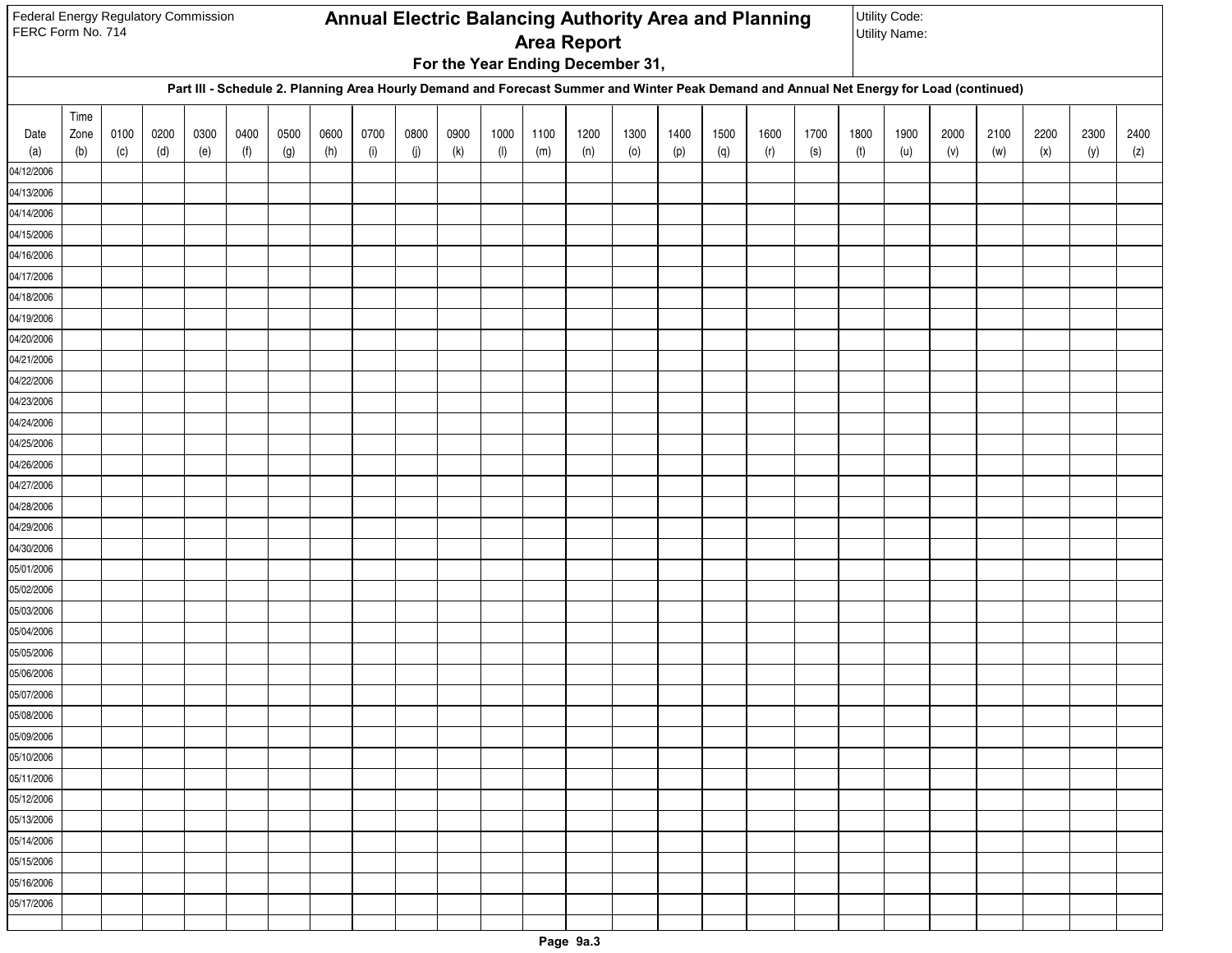Federal Energy Regulatory Commission
FERC Form No. 714

# Annual Electric Balancing Authority Area and Planning Area Report

**For the Year Ending December 31,**

Utility Code:
Utility Name:

## Part III - Schedule 2. Planning Area Hourly Demand and Forecast Summer and Winter Peak Demand and Annual Net Energy for Load (continued)

| Date (a) | Time Zone (b) | 0100 (c) | 0200 (d) | 0300 (e) | 0400 (f) | 0500 (g) | 0600 (h) | 0700 (i) | 0800 (j) | 0900 (k) | 1000 (l) | 1100 (m) | 1200 (n) | 1300 (o) | 1400 (p) | 1500 (q) | 1600 (r) | 1700 (s) | 1800 (t) | 1900 (u) | 2000 (v) | 2100 (w) | 2200 (x) | 2300 (y) | 2400 (z) |
|---|---|---|---|---|---|---|---|---|---|---|---|---|---|---|---|---|---|---|---|---|---|---|---|---|---|
| 04/12/2006 | | | | | | | | | | | | | | | | | | | | | | | | | |
| 04/13/2006 | | | | | | | | | | | | | | | | | | | | | | | | | |
| 04/14/2006 | | | | | | | | | | | | | | | | | | | | | | | | | |
| 04/15/2006 | | | | | | | | | | | | | | | | | | | | | | | | | |
| 04/16/2006 | | | | | | | | | | | | | | | | | | | | | | | | | |
| 04/17/2006 | | | | | | | | | | | | | | | | | | | | | | | | | |
| 04/18/2006 | | | | | | | | | | | | | | | | | | | | | | | | | |
| 04/19/2006 | | | | | | | | | | | | | | | | | | | | | | | | | |
| 04/20/2006 | | | | | | | | | | | | | | | | | | | | | | | | | |
| 04/21/2006 | | | | | | | | | | | | | | | | | | | | | | | | | |
| 04/22/2006 | | | | | | | | | | | | | | | | | | | | | | | | | |
| 04/23/2006 | | | | | | | | | | | | | | | | | | | | | | | | | |
| 04/24/2006 | | | | | | | | | | | | | | | | | | | | | | | | | |
| 04/25/2006 | | | | | | | | | | | | | | | | | | | | | | | | | |
| 04/26/2006 | | | | | | | | | | | | | | | | | | | | | | | | | |
| 04/27/2006 | | | | | | | | | | | | | | | | | | | | | | | | | |
| 04/28/2006 | | | | | | | | | | | | | | | | | | | | | | | | | |
| 04/29/2006 | | | | | | | | | | | | | | | | | | | | | | | | | |
| 04/30/2006 | | | | | | | | | | | | | | | | | | | | | | | | | |
| 05/01/2006 | | | | | | | | | | | | | | | | | | | | | | | | | |
| 05/02/2006 | | | | | | | | | | | | | | | | | | | | | | | | | |
| 05/03/2006 | | | | | | | | | | | | | | | | | | | | | | | | | |
| 05/04/2006 | | | | | | | | | | | | | | | | | | | | | | | | | |
| 05/05/2006 | | | | | | | | | | | | | | | | | | | | | | | | | |
| 05/06/2006 | | | | | | | | | | | | | | | | | | | | | | | | | |
| 05/07/2006 | | | | | | | | | | | | | | | | | | | | | | | | | |
| 05/08/2006 | | | | | | | | | | | | | | | | | | | | | | | | | |
| 05/09/2006 | | | | | | | | | | | | | | | | | | | | | | | | | |
| 05/10/2006 | | | | | | | | | | | | | | | | | | | | | | | | | |
| 05/11/2006 | | | | | | | | | | | | | | | | | | | | | | | | | |
| 05/12/2006 | | | | | | | | | | | | | | | | | | | | | | | | | |
| 05/13/2006 | | | | | | | | | | | | | | | | | | | | | | | | | |
| 05/14/2006 | | | | | | | | | | | | | | | | | | | | | | | | | |
| 05/15/2006 | | | | | | | | | | | | | | | | | | | | | | | | | |
| 05/16/2006 | | | | | | | | | | | | | | | | | | | | | | | | | |
| 05/17/2006 | | | | | | | | | | | | | | | | | | | | | | | | | |
| | | | | | | | | | | | | | | | | | | | | | | | | | |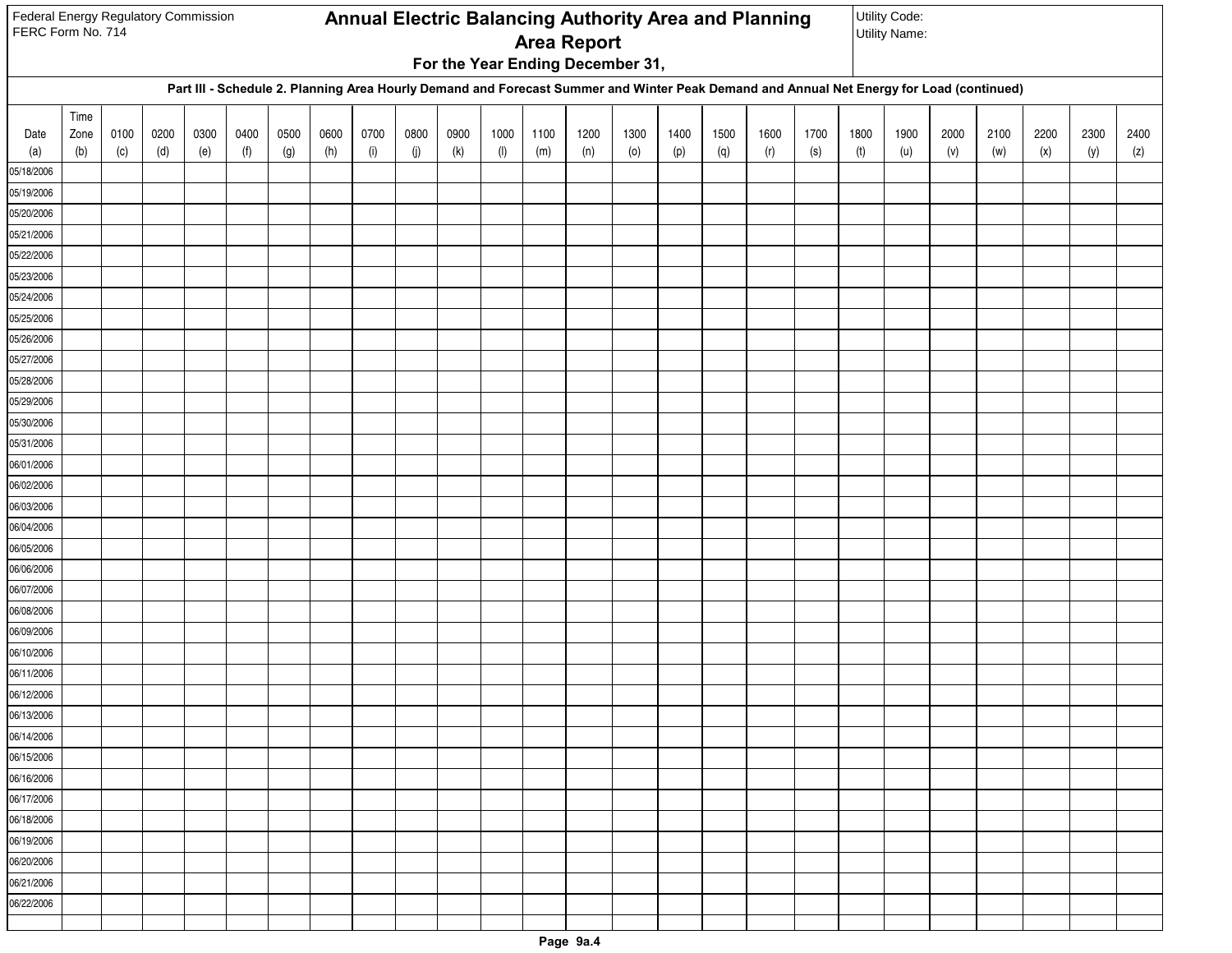Federal Energy Regulatory Commission
FERC Form No. 714

# Annual Electric Balancing Authority Area and Planning Area Report

**For the Year Ending December 31,**

Utility Code:
Utility Name:

### Part III - Schedule 2. Planning Area Hourly Demand and Forecast Summer and Winter Peak Demand and Annual Net Energy for Load (continued)

| Date (a) | Time Zone (b) | 0100 (c) | 0200 (d) | 0300 (e) | 0400 (f) | 0500 (g) | 0600 (h) | 0700 (i) | 0800 (j) | 0900 (k) | 1000 (l) | 1100 (m) | 1200 (n) | 1300 (o) | 1400 (p) | 1500 (q) | 1600 (r) | 1700 (s) | 1800 (t) | 1900 (u) | 2000 (v) | 2100 (w) | 2200 (x) | 2300 (y) | 2400 (z) |
|---|---|---|---|---|---|---|---|---|---|---|---|---|---|---|---|---|---|---|---|---|---|---|---|---|---|
| 05/18/2006 | | | | | | | | | | | | | | | | | | | | | | | | | |
| 05/19/2006 | | | | | | | | | | | | | | | | | | | | | | | | | |
| 05/20/2006 | | | | | | | | | | | | | | | | | | | | | | | | | |
| 05/21/2006 | | | | | | | | | | | | | | | | | | | | | | | | | |
| 05/22/2006 | | | | | | | | | | | | | | | | | | | | | | | | | |
| 05/23/2006 | | | | | | | | | | | | | | | | | | | | | | | | | |
| 05/24/2006 | | | | | | | | | | | | | | | | | | | | | | | | | |
| 05/25/2006 | | | | | | | | | | | | | | | | | | | | | | | | | |
| 05/26/2006 | | | | | | | | | | | | | | | | | | | | | | | | | |
| 05/27/2006 | | | | | | | | | | | | | | | | | | | | | | | | | |
| 05/28/2006 | | | | | | | | | | | | | | | | | | | | | | | | | |
| 05/29/2006 | | | | | | | | | | | | | | | | | | | | | | | | | |
| 05/30/2006 | | | | | | | | | | | | | | | | | | | | | | | | | |
| 05/31/2006 | | | | | | | | | | | | | | | | | | | | | | | | | |
| 06/01/2006 | | | | | | | | | | | | | | | | | | | | | | | | | |
| 06/02/2006 | | | | | | | | | | | | | | | | | | | | | | | | | |
| 06/03/2006 | | | | | | | | | | | | | | | | | | | | | | | | | |
| 06/04/2006 | | | | | | | | | | | | | | | | | | | | | | | | | |
| 06/05/2006 | | | | | | | | | | | | | | | | | | | | | | | | | |
| 06/06/2006 | | | | | | | | | | | | | | | | | | | | | | | | | |
| 06/07/2006 | | | | | | | | | | | | | | | | | | | | | | | | | |
| 06/08/2006 | | | | | | | | | | | | | | | | | | | | | | | | | |
| 06/09/2006 | | | | | | | | | | | | | | | | | | | | | | | | | |
| 06/10/2006 | | | | | | | | | | | | | | | | | | | | | | | | | |
| 06/11/2006 | | | | | | | | | | | | | | | | | | | | | | | | | |
| 06/12/2006 | | | | | | | | | | | | | | | | | | | | | | | | | |
| 06/13/2006 | | | | | | | | | | | | | | | | | | | | | | | | | |
| 06/14/2006 | | | | | | | | | | | | | | | | | | | | | | | | | |
| 06/15/2006 | | | | | | | | | | | | | | | | | | | | | | | | | |
| 06/16/2006 | | | | | | | | | | | | | | | | | | | | | | | | | |
| 06/17/2006 | | | | | | | | | | | | | | | | | | | | | | | | | |
| 06/18/2006 | | | | | | | | | | | | | | | | | | | | | | | | | |
| 06/19/2006 | | | | | | | | | | | | | | | | | | | | | | | | | |
| 06/20/2006 | | | | | | | | | | | | | | | | | | | | | | | | | |
| 06/21/2006 | | | | | | | | | | | | | | | | | | | | | | | | | |
| 06/22/2006 | | | | | | | | | | | | | | | | | | | | | | | | | |
| | | | | | | | | | | | | | | | | | | | | | | | | | |

Page 9a.4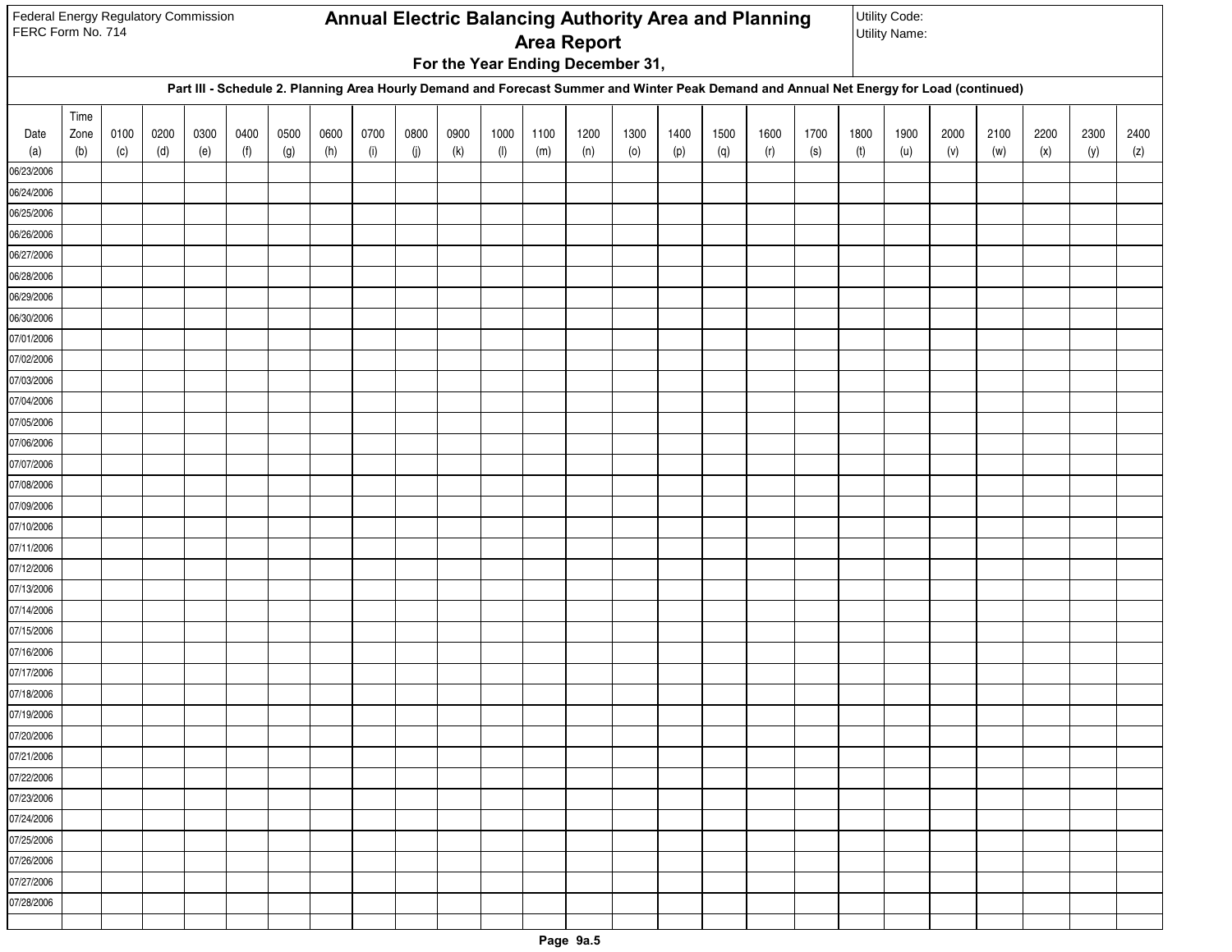Federal Energy Regulatory Commission
FERC Form No. 714

# Annual Electric Balancing Authority Area and Planning Area Report

**For the Year Ending December 31,**

Utility Code:
Utility Name:

**Part III - Schedule 2. Planning Area Hourly Demand and Forecast Summer and Winter Peak Demand and Annual Net Energy for Load (continued)**

| Date (a) | Time Zone (b) | 0100 (c) | 0200 (d) | 0300 (e) | 0400 (f) | 0500 (g) | 0600 (h) | 0700 (i) | 0800 (j) | 0900 (k) | 1000 (l) | 1100 (m) | 1200 (n) | 1300 (o) | 1400 (p) | 1500 (q) | 1600 (r) | 1700 (s) | 1800 (t) | 1900 (u) | 2000 (v) | 2100 (w) | 2200 (x) | 2300 (y) | 2400 (z) |
|---|---|---|---|---|---|---|---|---|---|---|---|---|---|---|---|---|---|---|---|---|---|---|---|---|---|
| 06/23/2006 | | | | | | | | | | | | | | | | | | | | | | | | | |
| 06/24/2006 | | | | | | | | | | | | | | | | | | | | | | | | | |
| 06/25/2006 | | | | | | | | | | | | | | | | | | | | | | | | | |
| 06/26/2006 | | | | | | | | | | | | | | | | | | | | | | | | | |
| 06/27/2006 | | | | | | | | | | | | | | | | | | | | | | | | | |
| 06/28/2006 | | | | | | | | | | | | | | | | | | | | | | | | | |
| 06/29/2006 | | | | | | | | | | | | | | | | | | | | | | | | | |
| 06/30/2006 | | | | | | | | | | | | | | | | | | | | | | | | | |
| 07/01/2006 | | | | | | | | | | | | | | | | | | | | | | | | | |
| 07/02/2006 | | | | | | | | | | | | | | | | | | | | | | | | | |
| 07/03/2006 | | | | | | | | | | | | | | | | | | | | | | | | | |
| 07/04/2006 | | | | | | | | | | | | | | | | | | | | | | | | | |
| 07/05/2006 | | | | | | | | | | | | | | | | | | | | | | | | | |
| 07/06/2006 | | | | | | | | | | | | | | | | | | | | | | | | | |
| 07/07/2006 | | | | | | | | | | | | | | | | | | | | | | | | | |
| 07/08/2006 | | | | | | | | | | | | | | | | | | | | | | | | | |
| 07/09/2006 | | | | | | | | | | | | | | | | | | | | | | | | | |
| 07/10/2006 | | | | | | | | | | | | | | | | | | | | | | | | | |
| 07/11/2006 | | | | | | | | | | | | | | | | | | | | | | | | | |
| 07/12/2006 | | | | | | | | | | | | | | | | | | | | | | | | | |
| 07/13/2006 | | | | | | | | | | | | | | | | | | | | | | | | | |
| 07/14/2006 | | | | | | | | | | | | | | | | | | | | | | | | | |
| 07/15/2006 | | | | | | | | | | | | | | | | | | | | | | | | | |
| 07/16/2006 | | | | | | | | | | | | | | | | | | | | | | | | | |
| 07/17/2006 | | | | | | | | | | | | | | | | | | | | | | | | | |
| 07/18/2006 | | | | | | | | | | | | | | | | | | | | | | | | | |
| 07/19/2006 | | | | | | | | | | | | | | | | | | | | | | | | | |
| 07/20/2006 | | | | | | | | | | | | | | | | | | | | | | | | | |
| 07/21/2006 | | | | | | | | | | | | | | | | | | | | | | | | | |
| 07/22/2006 | | | | | | | | | | | | | | | | | | | | | | | | | |
| 07/23/2006 | | | | | | | | | | | | | | | | | | | | | | | | | |
| 07/24/2006 | | | | | | | | | | | | | | | | | | | | | | | | | |
| 07/25/2006 | | | | | | | | | | | | | | | | | | | | | | | | | |
| 07/26/2006 | | | | | | | | | | | | | | | | | | | | | | | | | |
| 07/27/2006 | | | | | | | | | | | | | | | | | | | | | | | | | |
| 07/28/2006 | | | | | | | | | | | | | | | | | | | | | | | | | |
| | | | | | | | | | | | | | | | | | | | | | | | | | |

Page 9a.5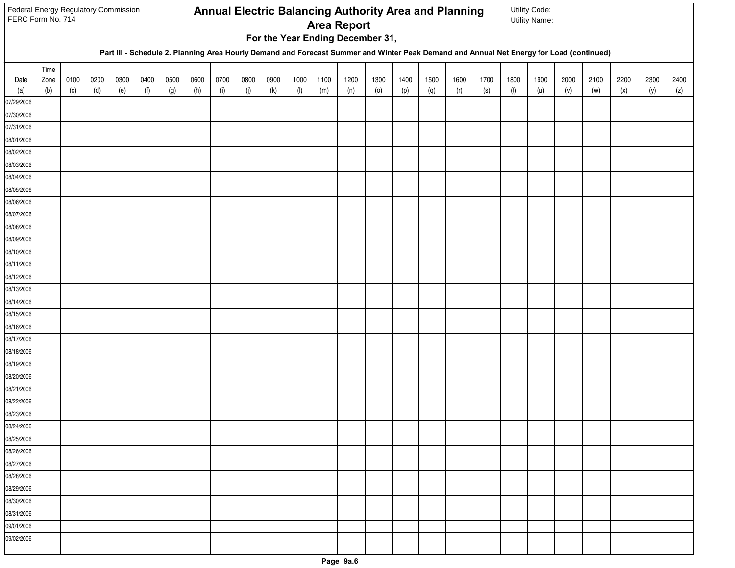Federal Energy Regulatory Commission
FERC Form No. 714

# Annual Electric Balancing Authority Area and Planning Area Report

**For the Year Ending December 31,**

Utility Code:
Utility Name:

**Part III - Schedule 2. Planning Area Hourly Demand and Forecast Summer and Winter Peak Demand and Annual Net Energy for Load (continued)**

| Date (a) | Time Zone (b) | 0100 (c) | 0200 (d) | 0300 (e) | 0400 (f) | 0500 (g) | 0600 (h) | 0700 (i) | 0800 (j) | 0900 (k) | 1000 (l) | 1100 (m) | 1200 (n) | 1300 (o) | 1400 (p) | 1500 (q) | 1600 (r) | 1700 (s) | 1800 (t) | 1900 (u) | 2000 (v) | 2100 (w) | 2200 (x) | 2300 (y) | 2400 (z) |
|---|---|---|---|---|---|---|---|---|---|---|---|---|---|---|---|---|---|---|---|---|---|---|---|---|---|
| 07/29/2006 | | | | | | | | | | | | | | | | | | | | | | | | | |
| 07/30/2006 | | | | | | | | | | | | | | | | | | | | | | | | | |
| 07/31/2006 | | | | | | | | | | | | | | | | | | | | | | | | | |
| 08/01/2006 | | | | | | | | | | | | | | | | | | | | | | | | | |
| 08/02/2006 | | | | | | | | | | | | | | | | | | | | | | | | | |
| 08/03/2006 | | | | | | | | | | | | | | | | | | | | | | | | | |
| 08/04/2006 | | | | | | | | | | | | | | | | | | | | | | | | | |
| 08/05/2006 | | | | | | | | | | | | | | | | | | | | | | | | | |
| 08/06/2006 | | | | | | | | | | | | | | | | | | | | | | | | | |
| 08/07/2006 | | | | | | | | | | | | | | | | | | | | | | | | | |
| 08/08/2006 | | | | | | | | | | | | | | | | | | | | | | | | | |
| 08/09/2006 | | | | | | | | | | | | | | | | | | | | | | | | | |
| 08/10/2006 | | | | | | | | | | | | | | | | | | | | | | | | | |
| 08/11/2006 | | | | | | | | | | | | | | | | | | | | | | | | | |
| 08/12/2006 | | | | | | | | | | | | | | | | | | | | | | | | | |
| 08/13/2006 | | | | | | | | | | | | | | | | | | | | | | | | | |
| 08/14/2006 | | | | | | | | | | | | | | | | | | | | | | | | | |
| 08/15/2006 | | | | | | | | | | | | | | | | | | | | | | | | | |
| 08/16/2006 | | | | | | | | | | | | | | | | | | | | | | | | | |
| 08/17/2006 | | | | | | | | | | | | | | | | | | | | | | | | | |
| 08/18/2006 | | | | | | | | | | | | | | | | | | | | | | | | | |
| 08/19/2006 | | | | | | | | | | | | | | | | | | | | | | | | | |
| 08/20/2006 | | | | | | | | | | | | | | | | | | | | | | | | | |
| 08/21/2006 | | | | | | | | | | | | | | | | | | | | | | | | | |
| 08/22/2006 | | | | | | | | | | | | | | | | | | | | | | | | | |
| 08/23/2006 | | | | | | | | | | | | | | | | | | | | | | | | | |
| 08/24/2006 | | | | | | | | | | | | | | | | | | | | | | | | | |
| 08/25/2006 | | | | | | | | | | | | | | | | | | | | | | | | | |
| 08/26/2006 | | | | | | | | | | | | | | | | | | | | | | | | | |
| 08/27/2006 | | | | | | | | | | | | | | | | | | | | | | | | | |
| 08/28/2006 | | | | | | | | | | | | | | | | | | | | | | | | | |
| 08/29/2006 | | | | | | | | | | | | | | | | | | | | | | | | | |
| 08/30/2006 | | | | | | | | | | | | | | | | | | | | | | | | | |
| 08/31/2006 | | | | | | | | | | | | | | | | | | | | | | | | | |
| 09/01/2006 | | | | | | | | | | | | | | | | | | | | | | | | | |
| 09/02/2006 | | | | | | | | | | | | | | | | | | | | | | | | | |
| | | | | | | | | | | | | | | | | | | | | | | | | | |

Page 9a.6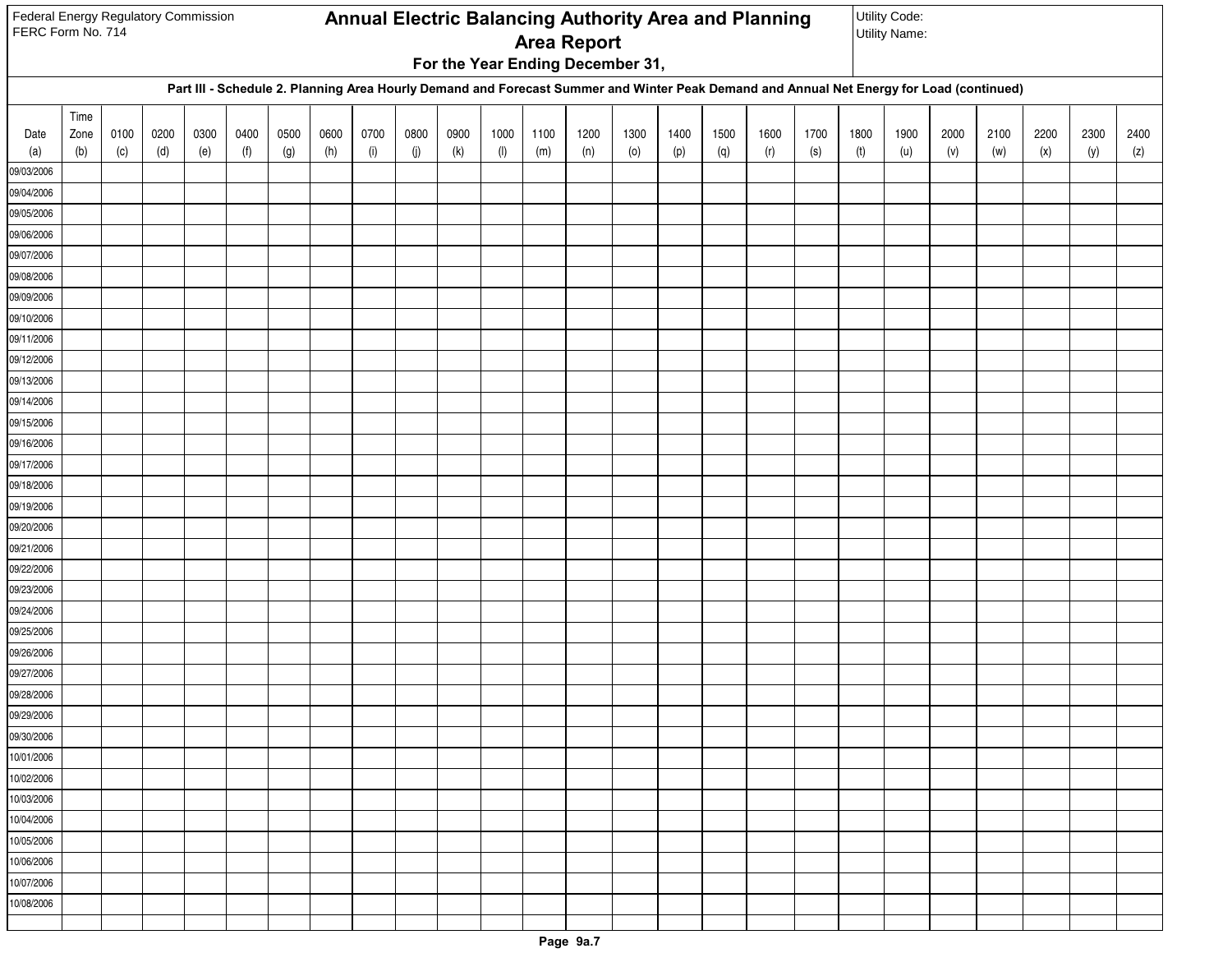Federal Energy Regulatory Commission
FERC Form No. 714

# Annual Electric Balancing Authority Area and Planning Area Report

**For the Year Ending December 31,**

Utility Code:
Utility Name:

## Part III - Schedule 2. Planning Area Hourly Demand and Forecast Summer and Winter Peak Demand and Annual Net Energy for Load (continued)

| Date (a) | Time Zone (b) | 0100 (c) | 0200 (d) | 0300 (e) | 0400 (f) | 0500 (g) | 0600 (h) | 0700 (i) | 0800 (j) | 0900 (k) | 1000 (l) | 1100 (m) | 1200 (n) | 1300 (o) | 1400 (p) | 1500 (q) | 1600 (r) | 1700 (s) | 1800 (t) | 1900 (u) | 2000 (v) | 2100 (w) | 2200 (x) | 2300 (y) | 2400 (z) |
|---|---|---|---|---|---|---|---|---|---|---|---|---|---|---|---|---|---|---|---|---|---|---|---|---|---|
| 09/03/2006 | | | | | | | | | | | | | | | | | | | | | | | | | |
| 09/04/2006 | | | | | | | | | | | | | | | | | | | | | | | | | |
| 09/05/2006 | | | | | | | | | | | | | | | | | | | | | | | | | |
| 09/06/2006 | | | | | | | | | | | | | | | | | | | | | | | | | |
| 09/07/2006 | | | | | | | | | | | | | | | | | | | | | | | | | |
| 09/08/2006 | | | | | | | | | | | | | | | | | | | | | | | | | |
| 09/09/2006 | | | | | | | | | | | | | | | | | | | | | | | | | |
| 09/10/2006 | | | | | | | | | | | | | | | | | | | | | | | | | |
| 09/11/2006 | | | | | | | | | | | | | | | | | | | | | | | | | |
| 09/12/2006 | | | | | | | | | | | | | | | | | | | | | | | | | |
| 09/13/2006 | | | | | | | | | | | | | | | | | | | | | | | | | |
| 09/14/2006 | | | | | | | | | | | | | | | | | | | | | | | | | |
| 09/15/2006 | | | | | | | | | | | | | | | | | | | | | | | | | |
| 09/16/2006 | | | | | | | | | | | | | | | | | | | | | | | | | |
| 09/17/2006 | | | | | | | | | | | | | | | | | | | | | | | | | |
| 09/18/2006 | | | | | | | | | | | | | | | | | | | | | | | | | |
| 09/19/2006 | | | | | | | | | | | | | | | | | | | | | | | | | |
| 09/20/2006 | | | | | | | | | | | | | | | | | | | | | | | | | |
| 09/21/2006 | | | | | | | | | | | | | | | | | | | | | | | | | |
| 09/22/2006 | | | | | | | | | | | | | | | | | | | | | | | | | |
| 09/23/2006 | | | | | | | | | | | | | | | | | | | | | | | | | |
| 09/24/2006 | | | | | | | | | | | | | | | | | | | | | | | | | |
| 09/25/2006 | | | | | | | | | | | | | | | | | | | | | | | | | |
| 09/26/2006 | | | | | | | | | | | | | | | | | | | | | | | | | |
| 09/27/2006 | | | | | | | | | | | | | | | | | | | | | | | | | |
| 09/28/2006 | | | | | | | | | | | | | | | | | | | | | | | | | |
| 09/29/2006 | | | | | | | | | | | | | | | | | | | | | | | | | |
| 09/30/2006 | | | | | | | | | | | | | | | | | | | | | | | | | |
| 10/01/2006 | | | | | | | | | | | | | | | | | | | | | | | | | |
| 10/02/2006 | | | | | | | | | | | | | | | | | | | | | | | | | |
| 10/03/2006 | | | | | | | | | | | | | | | | | | | | | | | | | |
| 10/04/2006 | | | | | | | | | | | | | | | | | | | | | | | | | |
| 10/05/2006 | | | | | | | | | | | | | | | | | | | | | | | | | |
| 10/06/2006 | | | | | | | | | | | | | | | | | | | | | | | | | |
| 10/07/2006 | | | | | | | | | | | | | | | | | | | | | | | | | |
| 10/08/2006 | | | | | | | | | | | | | | | | | | | | | | | | | |
| | | | | | | | | | | | | | | | | | | | | | | | | | |

Page 9a.7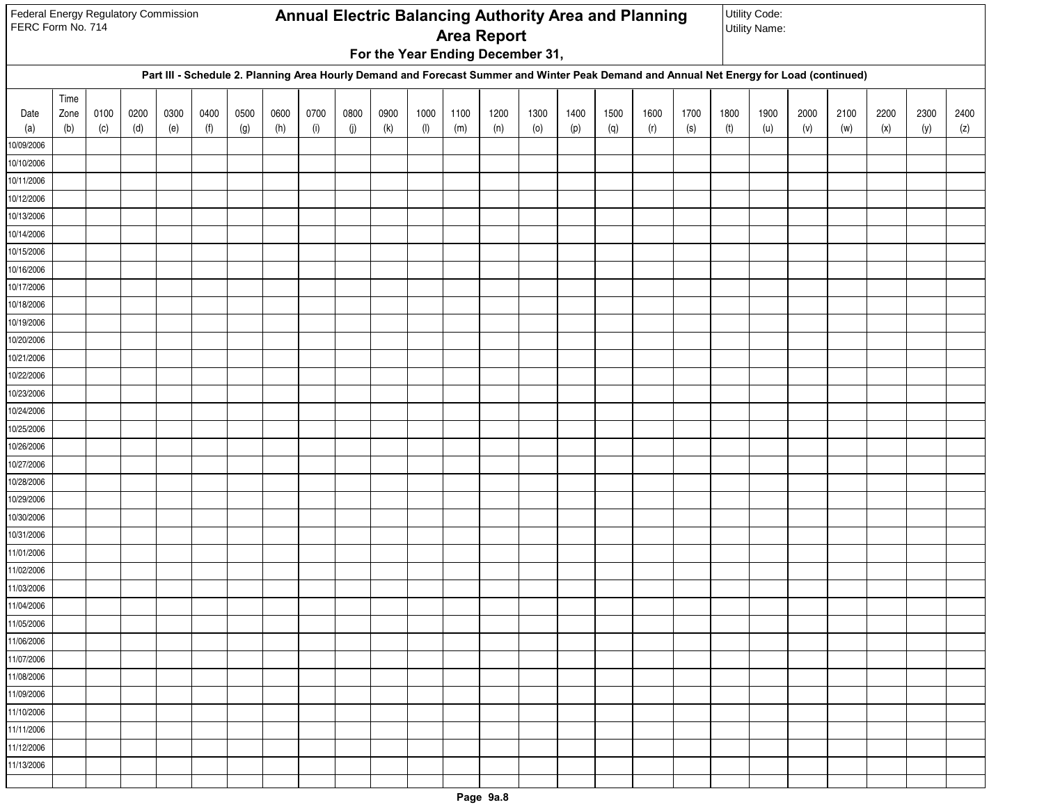Federal Energy Regulatory Commission
FERC Form No. 714

# Annual Electric Balancing Authority Area and Planning Area Report

**For the Year Ending December 31,**

Utility Code:
Utility Name:

**Part III - Schedule 2. Planning Area Hourly Demand and Forecast Summer and Winter Peak Demand and Annual Net Energy for Load (continued)**

| Date (a) | Time Zone (b) | 0100 (c) | 0200 (d) | 0300 (e) | 0400 (f) | 0500 (g) | 0600 (h) | 0700 (i) | 0800 (j) | 0900 (k) | 1000 (l) | 1100 (m) | 1200 (n) | 1300 (o) | 1400 (p) | 1500 (q) | 1600 (r) | 1700 (s) | 1800 (t) | 1900 (u) | 2000 (v) | 2100 (w) | 2200 (x) | 2300 (y) | 2400 (z) |
|---|---|---|---|---|---|---|---|---|---|---|---|---|---|---|---|---|---|---|---|---|---|---|---|---|---|
| 10/09/2006 | | | | | | | | | | | | | | | | | | | | | | | | | |
| 10/10/2006 | | | | | | | | | | | | | | | | | | | | | | | | | |
| 10/11/2006 | | | | | | | | | | | | | | | | | | | | | | | | | |
| 10/12/2006 | | | | | | | | | | | | | | | | | | | | | | | | | |
| 10/13/2006 | | | | | | | | | | | | | | | | | | | | | | | | | |
| 10/14/2006 | | | | | | | | | | | | | | | | | | | | | | | | | |
| 10/15/2006 | | | | | | | | | | | | | | | | | | | | | | | | | |
| 10/16/2006 | | | | | | | | | | | | | | | | | | | | | | | | | |
| 10/17/2006 | | | | | | | | | | | | | | | | | | | | | | | | | |
| 10/18/2006 | | | | | | | | | | | | | | | | | | | | | | | | | |
| 10/19/2006 | | | | | | | | | | | | | | | | | | | | | | | | | |
| 10/20/2006 | | | | | | | | | | | | | | | | | | | | | | | | | |
| 10/21/2006 | | | | | | | | | | | | | | | | | | | | | | | | | |
| 10/22/2006 | | | | | | | | | | | | | | | | | | | | | | | | | |
| 10/23/2006 | | | | | | | | | | | | | | | | | | | | | | | | | |
| 10/24/2006 | | | | | | | | | | | | | | | | | | | | | | | | | |
| 10/25/2006 | | | | | | | | | | | | | | | | | | | | | | | | | |
| 10/26/2006 | | | | | | | | | | | | | | | | | | | | | | | | | |
| 10/27/2006 | | | | | | | | | | | | | | | | | | | | | | | | | |
| 10/28/2006 | | | | | | | | | | | | | | | | | | | | | | | | | |
| 10/29/2006 | | | | | | | | | | | | | | | | | | | | | | | | | |
| 10/30/2006 | | | | | | | | | | | | | | | | | | | | | | | | | |
| 10/31/2006 | | | | | | | | | | | | | | | | | | | | | | | | | |
| 11/01/2006 | | | | | | | | | | | | | | | | | | | | | | | | | |
| 11/02/2006 | | | | | | | | | | | | | | | | | | | | | | | | | |
| 11/03/2006 | | | | | | | | | | | | | | | | | | | | | | | | | |
| 11/04/2006 | | | | | | | | | | | | | | | | | | | | | | | | | |
| 11/05/2006 | | | | | | | | | | | | | | | | | | | | | | | | | |
| 11/06/2006 | | | | | | | | | | | | | | | | | | | | | | | | | |
| 11/07/2006 | | | | | | | | | | | | | | | | | | | | | | | | | |
| 11/08/2006 | | | | | | | | | | | | | | | | | | | | | | | | | |
| 11/09/2006 | | | | | | | | | | | | | | | | | | | | | | | | | |
| 11/10/2006 | | | | | | | | | | | | | | | | | | | | | | | | | |
| 11/11/2006 | | | | | | | | | | | | | | | | | | | | | | | | | |
| 11/12/2006 | | | | | | | | | | | | | | | | | | | | | | | | | |
| 11/13/2006 | | | | | | | | | | | | | | | | | | | | | | | | | |
| | | | | | | | | | | | | | | | | | | | | | | | | | |

Page 9a.8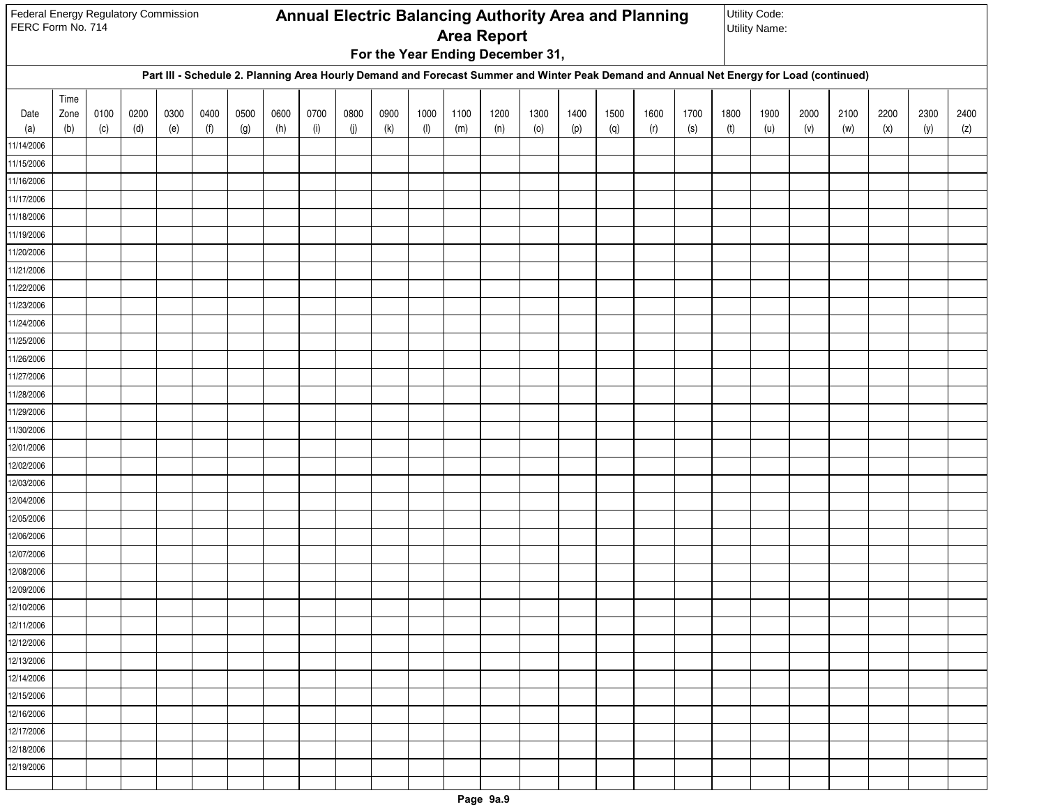Federal Energy Regulatory Commission
FERC Form No. 714

# Annual Electric Balancing Authority Area and Planning Area Report

**For the Year Ending December 31,**

Utility Code:
Utility Name:

**Part III - Schedule 2. Planning Area Hourly Demand and Forecast Summer and Winter Peak Demand and Annual Net Energy for Load (continued)**

| Date (a) | Time Zone (b) | 0100 (c) | 0200 (d) | 0300 (e) | 0400 (f) | 0500 (g) | 0600 (h) | 0700 (i) | 0800 (j) | 0900 (k) | 1000 (l) | 1100 (m) | 1200 (n) | 1300 (o) | 1400 (p) | 1500 (q) | 1600 (r) | 1700 (s) | 1800 (t) | 1900 (u) | 2000 (v) | 2100 (w) | 2200 (x) | 2300 (y) | 2400 (z) |
|---|---|---|---|---|---|---|---|---|---|---|---|---|---|---|---|---|---|---|---|---|---|---|---|---|---|
| 11/14/2006 | | | | | | | | | | | | | | | | | | | | | | | | | |
| 11/15/2006 | | | | | | | | | | | | | | | | | | | | | | | | | |
| 11/16/2006 | | | | | | | | | | | | | | | | | | | | | | | | | |
| 11/17/2006 | | | | | | | | | | | | | | | | | | | | | | | | | |
| 11/18/2006 | | | | | | | | | | | | | | | | | | | | | | | | | |
| 11/19/2006 | | | | | | | | | | | | | | | | | | | | | | | | | |
| 11/20/2006 | | | | | | | | | | | | | | | | | | | | | | | | | |
| 11/21/2006 | | | | | | | | | | | | | | | | | | | | | | | | | |
| 11/22/2006 | | | | | | | | | | | | | | | | | | | | | | | | | |
| 11/23/2006 | | | | | | | | | | | | | | | | | | | | | | | | | |
| 11/24/2006 | | | | | | | | | | | | | | | | | | | | | | | | | |
| 11/25/2006 | | | | | | | | | | | | | | | | | | | | | | | | | |
| 11/26/2006 | | | | | | | | | | | | | | | | | | | | | | | | | |
| 11/27/2006 | | | | | | | | | | | | | | | | | | | | | | | | | |
| 11/28/2006 | | | | | | | | | | | | | | | | | | | | | | | | | |
| 11/29/2006 | | | | | | | | | | | | | | | | | | | | | | | | | |
| 11/30/2006 | | | | | | | | | | | | | | | | | | | | | | | | | |
| 12/01/2006 | | | | | | | | | | | | | | | | | | | | | | | | | |
| 12/02/2006 | | | | | | | | | | | | | | | | | | | | | | | | | |
| 12/03/2006 | | | | | | | | | | | | | | | | | | | | | | | | | |
| 12/04/2006 | | | | | | | | | | | | | | | | | | | | | | | | | |
| 12/05/2006 | | | | | | | | | | | | | | | | | | | | | | | | | |
| 12/06/2006 | | | | | | | | | | | | | | | | | | | | | | | | | |
| 12/07/2006 | | | | | | | | | | | | | | | | | | | | | | | | | |
| 12/08/2006 | | | | | | | | | | | | | | | | | | | | | | | | | |
| 12/09/2006 | | | | | | | | | | | | | | | | | | | | | | | | | |
| 12/10/2006 | | | | | | | | | | | | | | | | | | | | | | | | | |
| 12/11/2006 | | | | | | | | | | | | | | | | | | | | | | | | | |
| 12/12/2006 | | | | | | | | | | | | | | | | | | | | | | | | | |
| 12/13/2006 | | | | | | | | | | | | | | | | | | | | | | | | | |
| 12/14/2006 | | | | | | | | | | | | | | | | | | | | | | | | | |
| 12/15/2006 | | | | | | | | | | | | | | | | | | | | | | | | | |
| 12/16/2006 | | | | | | | | | | | | | | | | | | | | | | | | | |
| 12/17/2006 | | | | | | | | | | | | | | | | | | | | | | | | | |
| 12/18/2006 | | | | | | | | | | | | | | | | | | | | | | | | | |
| 12/19/2006 | | | | | | | | | | | | | | | | | | | | | | | | | |
| | | | | | | | | | | | | | | | | | | | | | | | | | |

Page 9a.9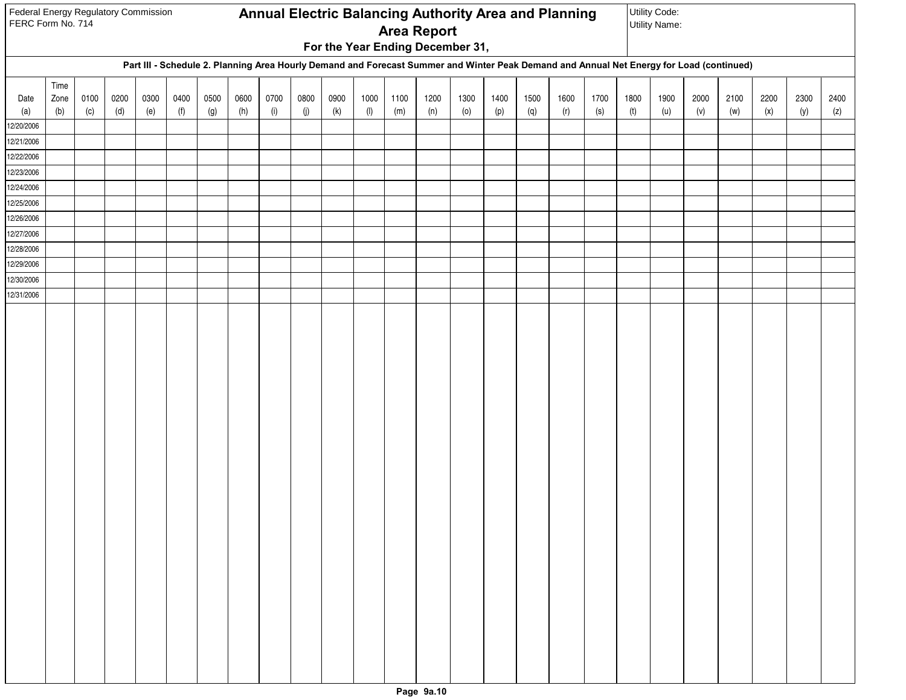Federal Energy Regulatory Commission
FERC Form No. 714

# Annual Electric Balancing Authority Area and Planning Area Report

**For the Year Ending December 31,**

Utility Code:
Utility Name:

**Part III - Schedule 2. Planning Area Hourly Demand and Forecast Summer and Winter Peak Demand and Annual Net Energy for Load (continued)**

| Date (a) | Time Zone (b) | 0100 (c) | 0200 (d) | 0300 (e) | 0400 (f) | 0500 (g) | 0600 (h) | 0700 (i) | 0800 (j) | 0900 (k) | 1000 (l) | 1100 (m) | 1200 (n) | 1300 (o) | 1400 (p) | 1500 (q) | 1600 (r) | 1700 (s) | 1800 (t) | 1900 (u) | 2000 (v) | 2100 (w) | 2200 (x) | 2300 (y) | 2400 (z) |
|---|---|---|---|---|---|---|---|---|---|---|---|---|---|---|---|---|---|---|---|---|---|---|---|---|---|
| 12/20/2006 | | | | | | | | | | | | | | | | | | | | | | | | | |
| 12/21/2006 | | | | | | | | | | | | | | | | | | | | | | | | | |
| 12/22/2006 | | | | | | | | | | | | | | | | | | | | | | | | | |
| 12/23/2006 | | | | | | | | | | | | | | | | | | | | | | | | | |
| 12/24/2006 | | | | | | | | | | | | | | | | | | | | | | | | | |
| 12/25/2006 | | | | | | | | | | | | | | | | | | | | | | | | | |
| 12/26/2006 | | | | | | | | | | | | | | | | | | | | | | | | | |
| 12/27/2006 | | | | | | | | | | | | | | | | | | | | | | | | | |
| 12/28/2006 | | | | | | | | | | | | | | | | | | | | | | | | | |
| 12/29/2006 | | | | | | | | | | | | | | | | | | | | | | | | | |
| 12/30/2006 | | | | | | | | | | | | | | | | | | | | | | | | | |
| 12/31/2006 | | | | | | | | | | | | | | | | | | | | | | | | | |

Page 9a.10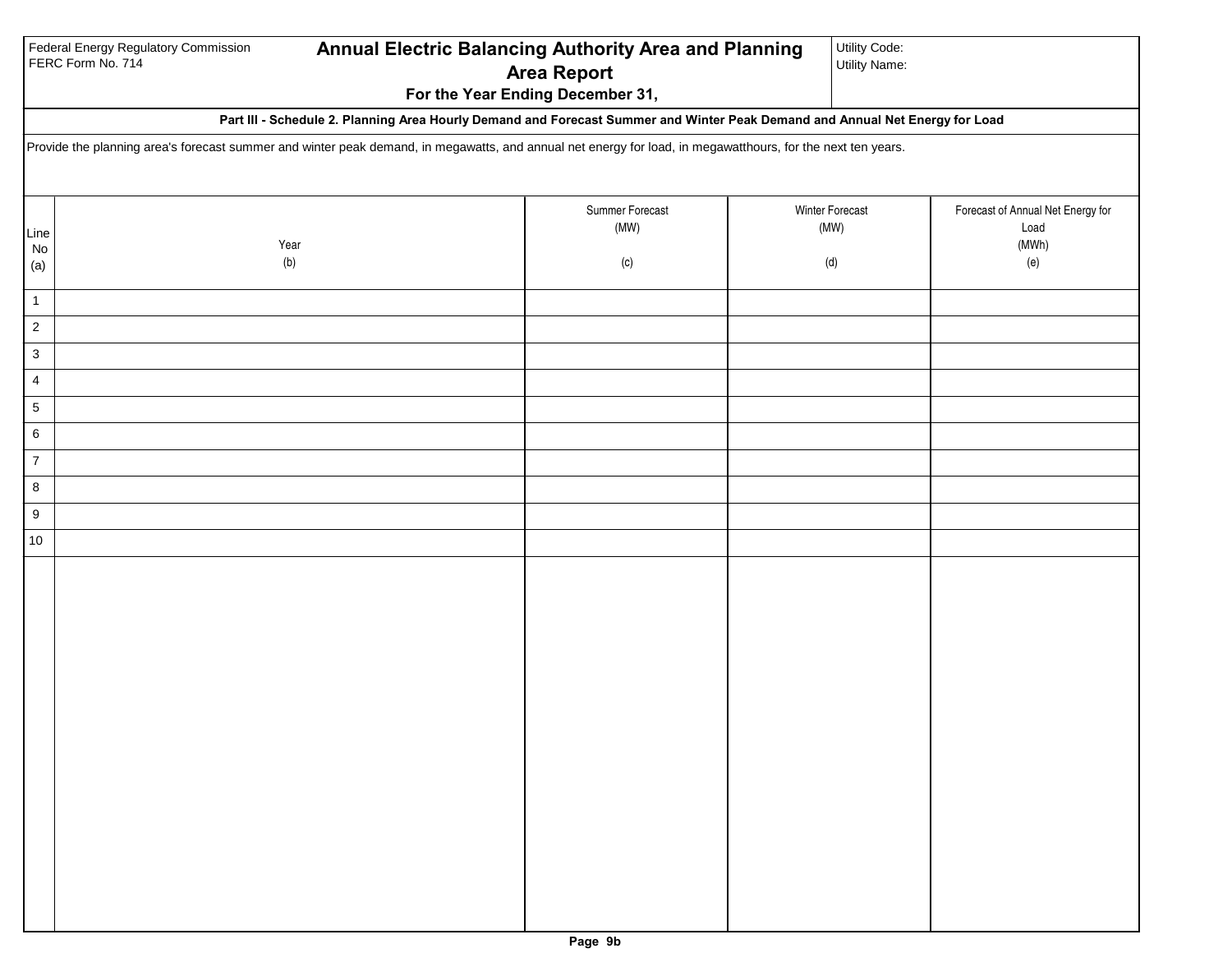Federal Energy Regulatory Commission
FERC Form No. 714

# Annual Electric Balancing Authority Area and Planning Area Report

**For the Year Ending December 31,**

Utility Code:
Utility Name:

**Part III - Schedule 2. Planning Area Hourly Demand and Forecast Summer and Winter Peak Demand and Annual Net Energy for Load**

Provide the planning area's forecast summer and winter peak demand, in megawatts, and annual net energy for load, in megawatthours, for the next ten years.

| Line No (a) | Year (b) | Summer Forecast (MW) (c) | Winter Forecast (MW) (d) | Forecast of Annual Net Energy for Load (MWh) (e) |
|---|---|---|---|---|
| 1 | | | | |
| 2 | | | | |
| 3 | | | | |
| 4 | | | | |
| 5 | | | | |
| 6 | | | | |
| 7 | | | | |
| 8 | | | | |
| 9 | | | | |
| 10 | | | | |